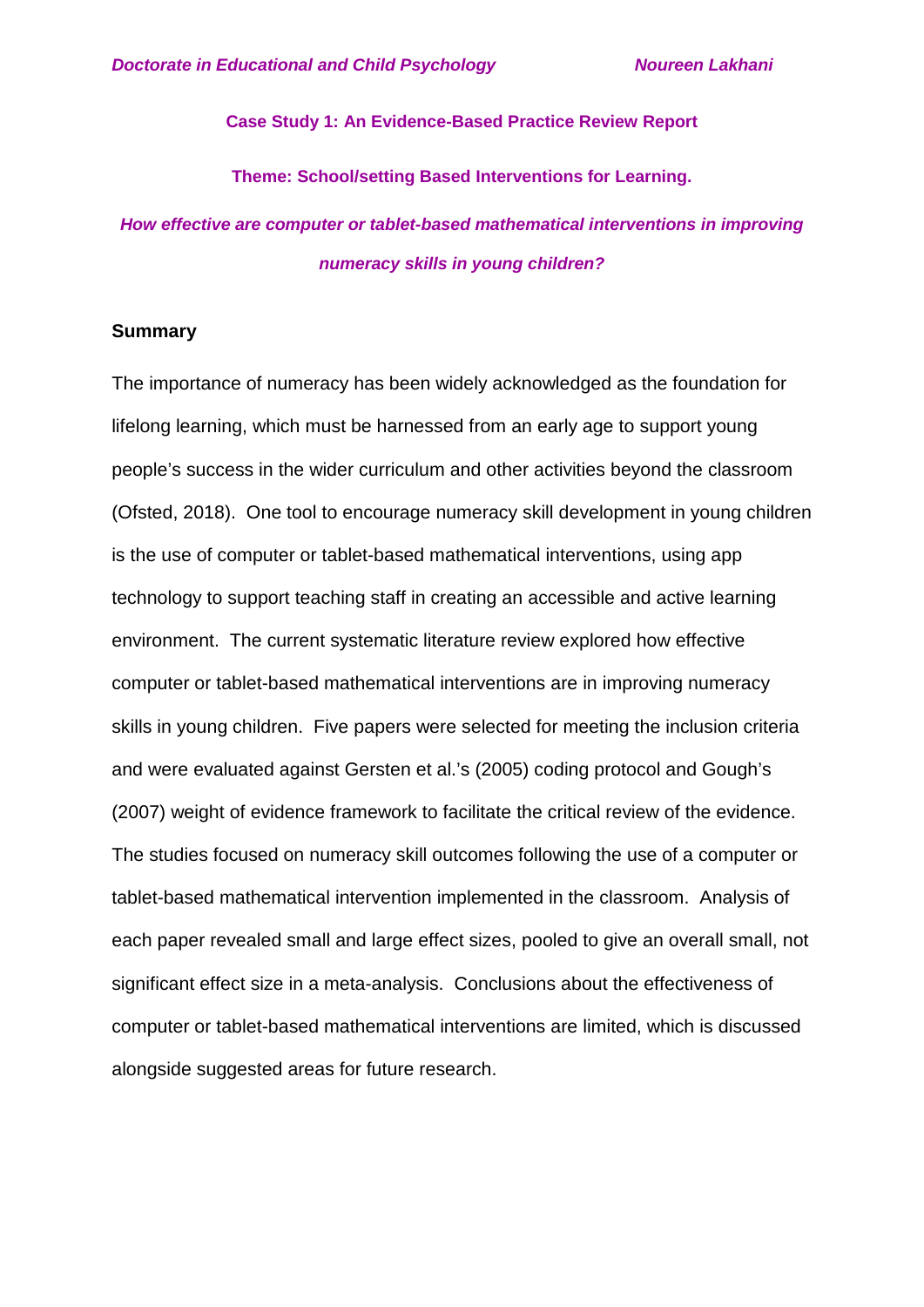**Case Study 1: An Evidence-Based Practice Review Report**

**Theme: School/setting Based Interventions for Learning.**

***How effective are computer or tablet-based mathematical interventions in improving numeracy skills in young children?***

## Summary

The importance of numeracy has been widely acknowledged as the foundation for lifelong learning, which must be harnessed from an early age to support young people's success in the wider curriculum and other activities beyond the classroom (Ofsted, 2018). One tool to encourage numeracy skill development in young children is the use of computer or tablet-based mathematical interventions, using app technology to support teaching staff in creating an accessible and active learning environment. The current systematic literature review explored how effective computer or tablet-based mathematical interventions are in improving numeracy skills in young children. Five papers were selected for meeting the inclusion criteria and were evaluated against Gersten et al.'s (2005) coding protocol and Gough's (2007) weight of evidence framework to facilitate the critical review of the evidence. The studies focused on numeracy skill outcomes following the use of a computer or tablet-based mathematical intervention implemented in the classroom. Analysis of each paper revealed small and large effect sizes, pooled to give an overall small, not significant effect size in a meta-analysis. Conclusions about the effectiveness of computer or tablet-based mathematical interventions are limited, which is discussed alongside suggested areas for future research.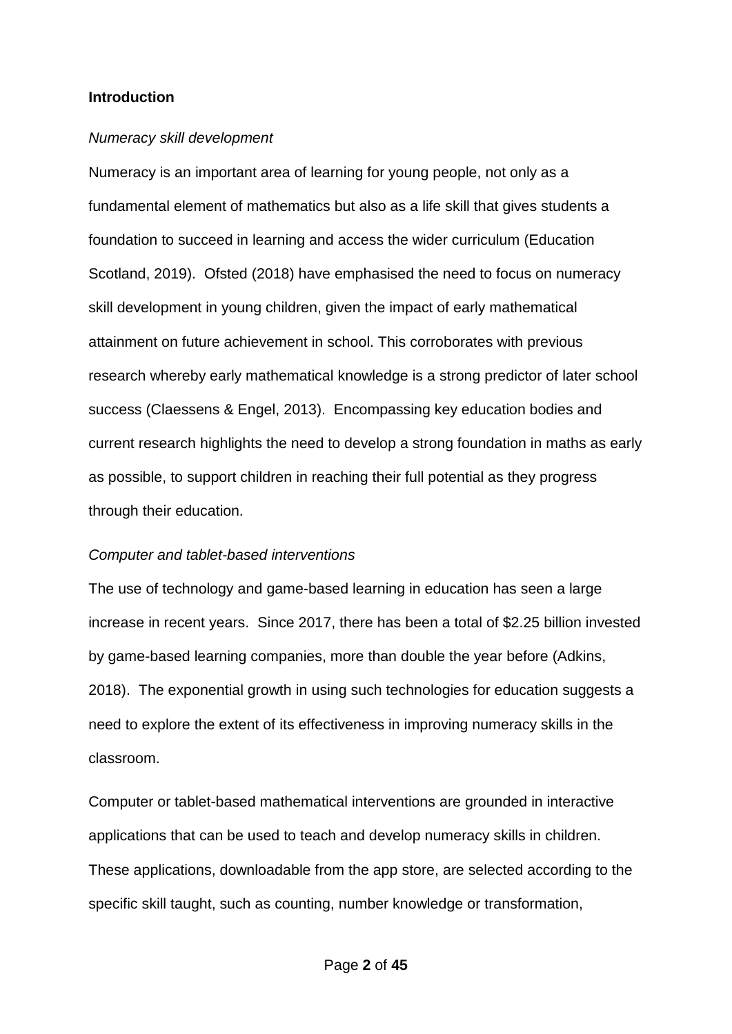## Introduction

*Numeracy skill development*

Numeracy is an important area of learning for young people, not only as a fundamental element of mathematics but also as a life skill that gives students a foundation to succeed in learning and access the wider curriculum (Education Scotland, 2019). Ofsted (2018) have emphasised the need to focus on numeracy skill development in young children, given the impact of early mathematical attainment on future achievement in school. This corroborates with previous research whereby early mathematical knowledge is a strong predictor of later school success (Claessens & Engel, 2013). Encompassing key education bodies and current research highlights the need to develop a strong foundation in maths as early as possible, to support children in reaching their full potential as they progress through their education.

*Computer and tablet-based interventions*

The use of technology and game-based learning in education has seen a large increase in recent years. Since 2017, there has been a total of $2.25 billion invested by game-based learning companies, more than double the year before (Adkins, 2018). The exponential growth in using such technologies for education suggests a need to explore the extent of its effectiveness in improving numeracy skills in the classroom.

Computer or tablet-based mathematical interventions are grounded in interactive applications that can be used to teach and develop numeracy skills in children. These applications, downloadable from the app store, are selected according to the specific skill taught, such as counting, number knowledge or transformation,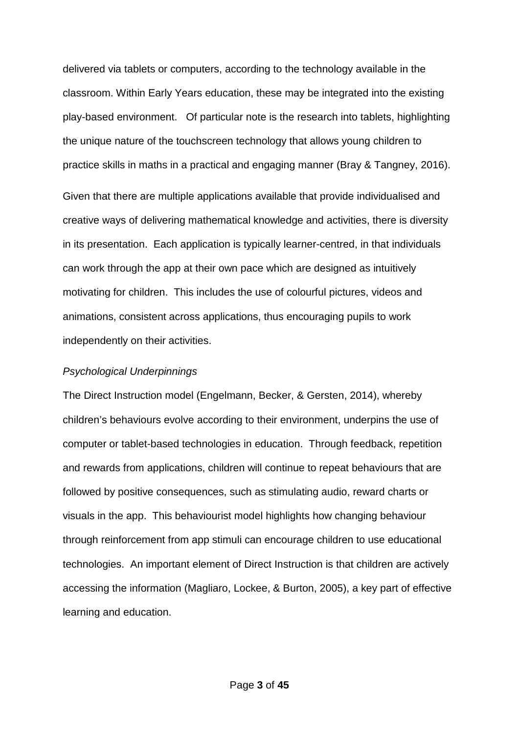delivered via tablets or computers, according to the technology available in the classroom. Within Early Years education, these may be integrated into the existing play-based environment. Of particular note is the research into tablets, highlighting the unique nature of the touchscreen technology that allows young children to practice skills in maths in a practical and engaging manner (Bray & Tangney, 2016).

Given that there are multiple applications available that provide individualised and creative ways of delivering mathematical knowledge and activities, there is diversity in its presentation. Each application is typically learner-centred, in that individuals can work through the app at their own pace which are designed as intuitively motivating for children. This includes the use of colourful pictures, videos and animations, consistent across applications, thus encouraging pupils to work independently on their activities.

*Psychological Underpinnings*

The Direct Instruction model (Engelmann, Becker, & Gersten, 2014), whereby children's behaviours evolve according to their environment, underpins the use of computer or tablet-based technologies in education. Through feedback, repetition and rewards from applications, children will continue to repeat behaviours that are followed by positive consequences, such as stimulating audio, reward charts or visuals in the app. This behaviourist model highlights how changing behaviour through reinforcement from app stimuli can encourage children to use educational technologies. An important element of Direct Instruction is that children are actively accessing the information (Magliaro, Lockee, & Burton, 2005), a key part of effective learning and education.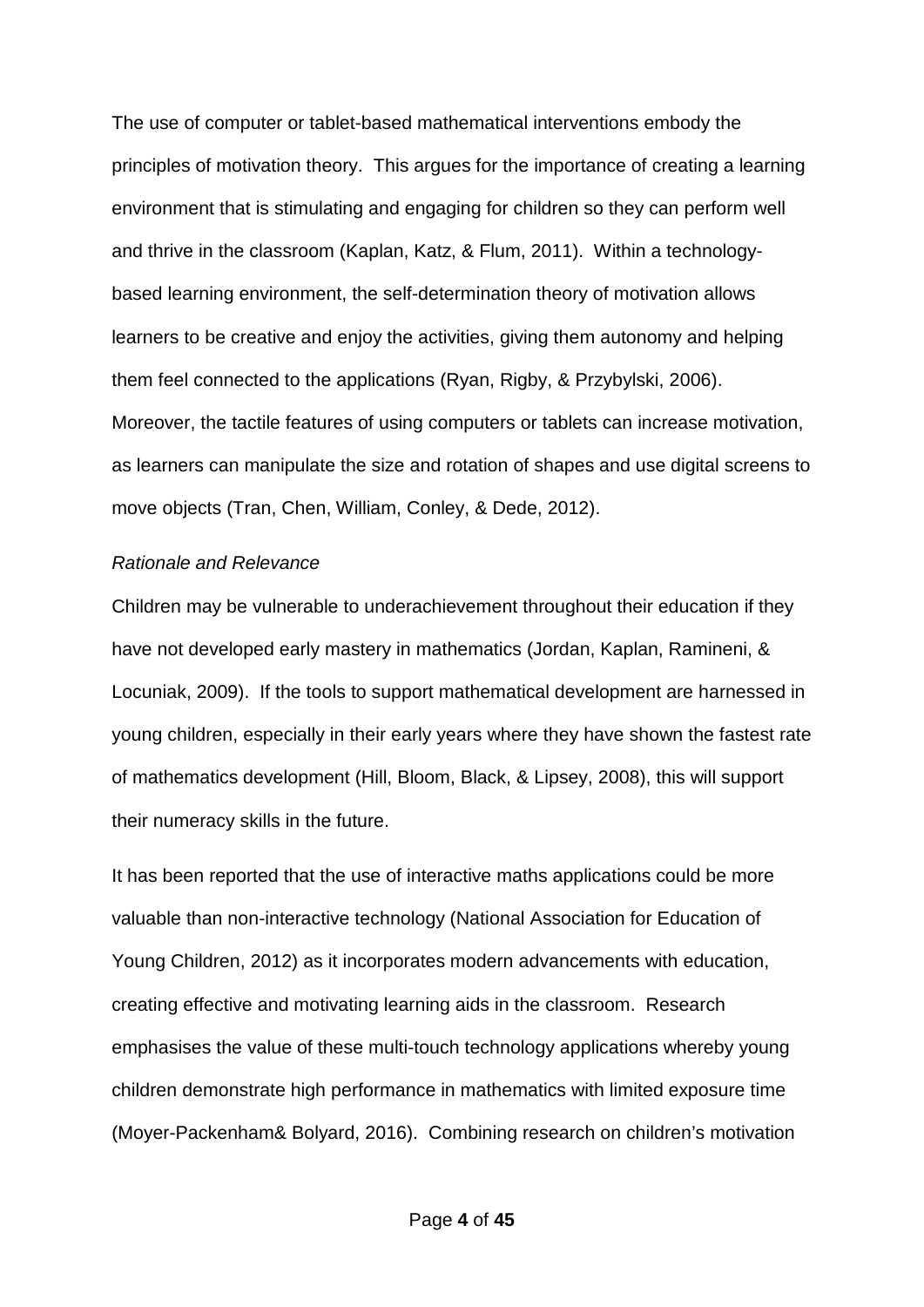The use of computer or tablet-based mathematical interventions embody the principles of motivation theory. This argues for the importance of creating a learning environment that is stimulating and engaging for children so they can perform well and thrive in the classroom (Kaplan, Katz, & Flum, 2011). Within a technology-based learning environment, the self-determination theory of motivation allows learners to be creative and enjoy the activities, giving them autonomy and helping them feel connected to the applications (Ryan, Rigby, & Przybylski, 2006). Moreover, the tactile features of using computers or tablets can increase motivation, as learners can manipulate the size and rotation of shapes and use digital screens to move objects (Tran, Chen, William, Conley, & Dede, 2012).

*Rationale and Relevance*

Children may be vulnerable to underachievement throughout their education if they have not developed early mastery in mathematics (Jordan, Kaplan, Ramineni, & Locuniak, 2009). If the tools to support mathematical development are harnessed in young children, especially in their early years where they have shown the fastest rate of mathematics development (Hill, Bloom, Black, & Lipsey, 2008), this will support their numeracy skills in the future.

It has been reported that the use of interactive maths applications could be more valuable than non-interactive technology (National Association for Education of Young Children, 2012) as it incorporates modern advancements with education, creating effective and motivating learning aids in the classroom. Research emphasises the value of these multi-touch technology applications whereby young children demonstrate high performance in mathematics with limited exposure time (Moyer-Packenham& Bolyard, 2016). Combining research on children's motivation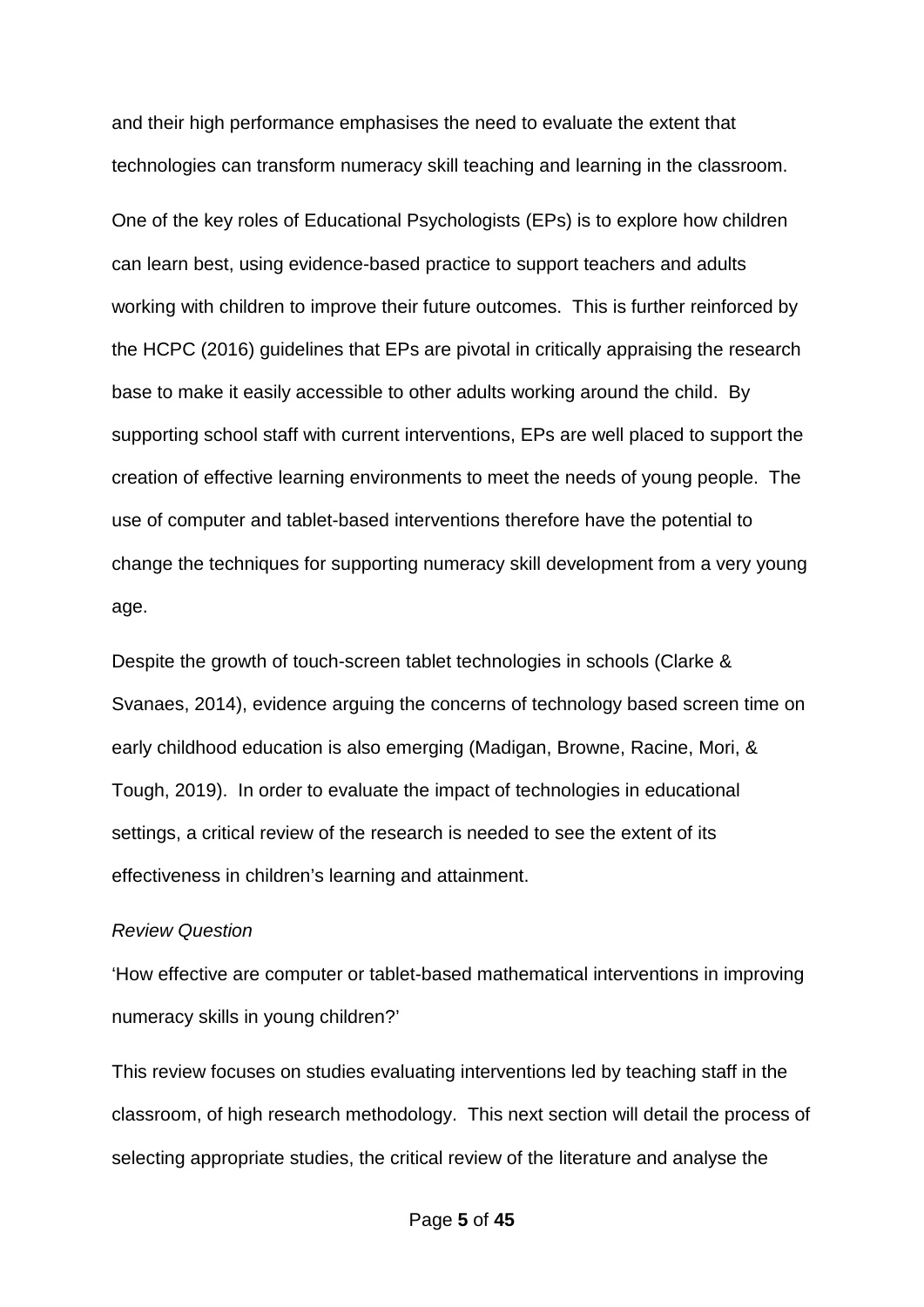and their high performance emphasises the need to evaluate the extent that technologies can transform numeracy skill teaching and learning in the classroom.

One of the key roles of Educational Psychologists (EPs) is to explore how children can learn best, using evidence-based practice to support teachers and adults working with children to improve their future outcomes. This is further reinforced by the HCPC (2016) guidelines that EPs are pivotal in critically appraising the research base to make it easily accessible to other adults working around the child. By supporting school staff with current interventions, EPs are well placed to support the creation of effective learning environments to meet the needs of young people. The use of computer and tablet-based interventions therefore have the potential to change the techniques for supporting numeracy skill development from a very young age.

Despite the growth of touch-screen tablet technologies in schools (Clarke & Svanaes, 2014), evidence arguing the concerns of technology based screen time on early childhood education is also emerging (Madigan, Browne, Racine, Mori, & Tough, 2019). In order to evaluate the impact of technologies in educational settings, a critical review of the research is needed to see the extent of its effectiveness in children's learning and attainment.

*Review Question*

'How effective are computer or tablet-based mathematical interventions in improving numeracy skills in young children?'

This review focuses on studies evaluating interventions led by teaching staff in the classroom, of high research methodology. This next section will detail the process of selecting appropriate studies, the critical review of the literature and analyse the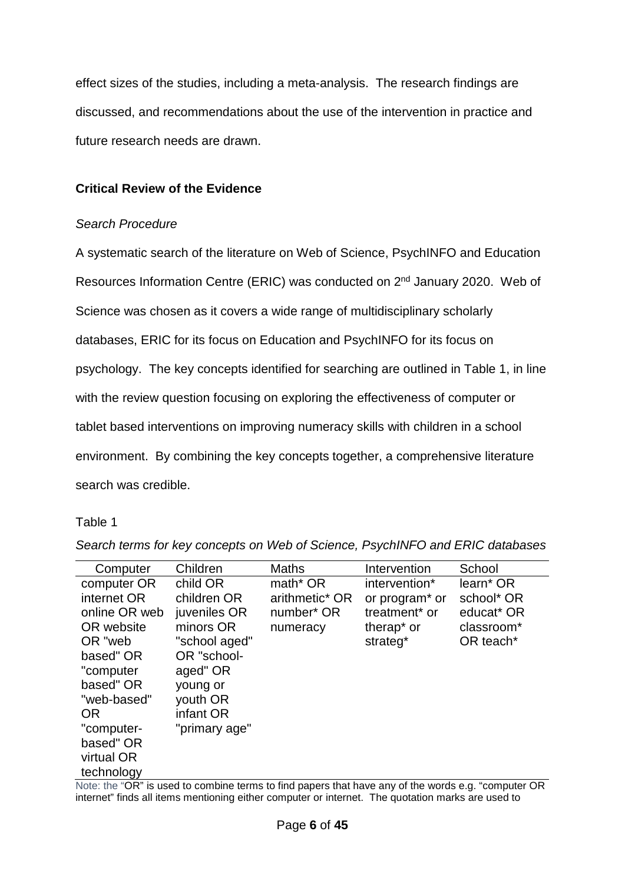effect sizes of the studies, including a meta-analysis. The research findings are discussed, and recommendations about the use of the intervention in practice and future research needs are drawn.

## Critical Review of the Evidence

### *Search Procedure*

A systematic search of the literature on Web of Science, PsychINFO and Education Resources Information Centre (ERIC) was conducted on 2nd January 2020. Web of Science was chosen as it covers a wide range of multidisciplinary scholarly databases, ERIC for its focus on Education and PsychINFO for its focus on psychology. The key concepts identified for searching are outlined in Table 1, in line with the review question focusing on exploring the effectiveness of computer or tablet based interventions on improving numeracy skills with children in a school environment. By combining the key concepts together, a comprehensive literature search was credible.

Table 1

*Search terms for key concepts on Web of Science, PsychINFO and ERIC databases*

| Computer | Children | Maths | Intervention | School |
|---|---|---|---|---|
| computer OR internet OR online OR web OR website OR "web based" OR "computer based" OR "web-based" OR "computer-based" OR virtual OR technology | child OR children OR juveniles OR minors OR "school aged" OR "school-aged" OR young or youth OR infant OR "primary age" | math* OR arithmetic* OR number* OR numeracy | intervention* or program* or treatment* or therap* or strateg* | learn* OR school* OR educat* OR classroom* OR teach* |

Note: the "OR" is used to combine terms to find papers that have any of the words e.g. "computer OR internet" finds all items mentioning either computer or internet. The quotation marks are used to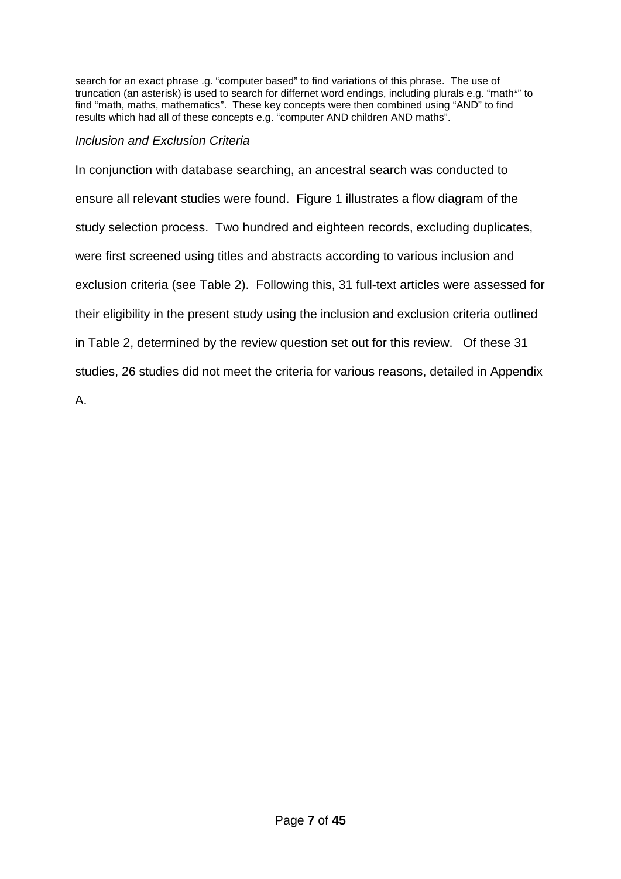search for an exact phrase .g. "computer based" to find variations of this phrase. The use of truncation (an asterisk) is used to search for differnet word endings, including plurals e.g. "math*" to find "math, maths, mathematics". These key concepts were then combined using "AND" to find results which had all of these concepts e.g. "computer AND children AND maths".

*Inclusion and Exclusion Criteria*

In conjunction with database searching, an ancestral search was conducted to ensure all relevant studies were found. Figure 1 illustrates a flow diagram of the study selection process. Two hundred and eighteen records, excluding duplicates, were first screened using titles and abstracts according to various inclusion and exclusion criteria (see Table 2). Following this, 31 full-text articles were assessed for their eligibility in the present study using the inclusion and exclusion criteria outlined in Table 2, determined by the review question set out for this review. Of these 31 studies, 26 studies did not meet the criteria for various reasons, detailed in Appendix A.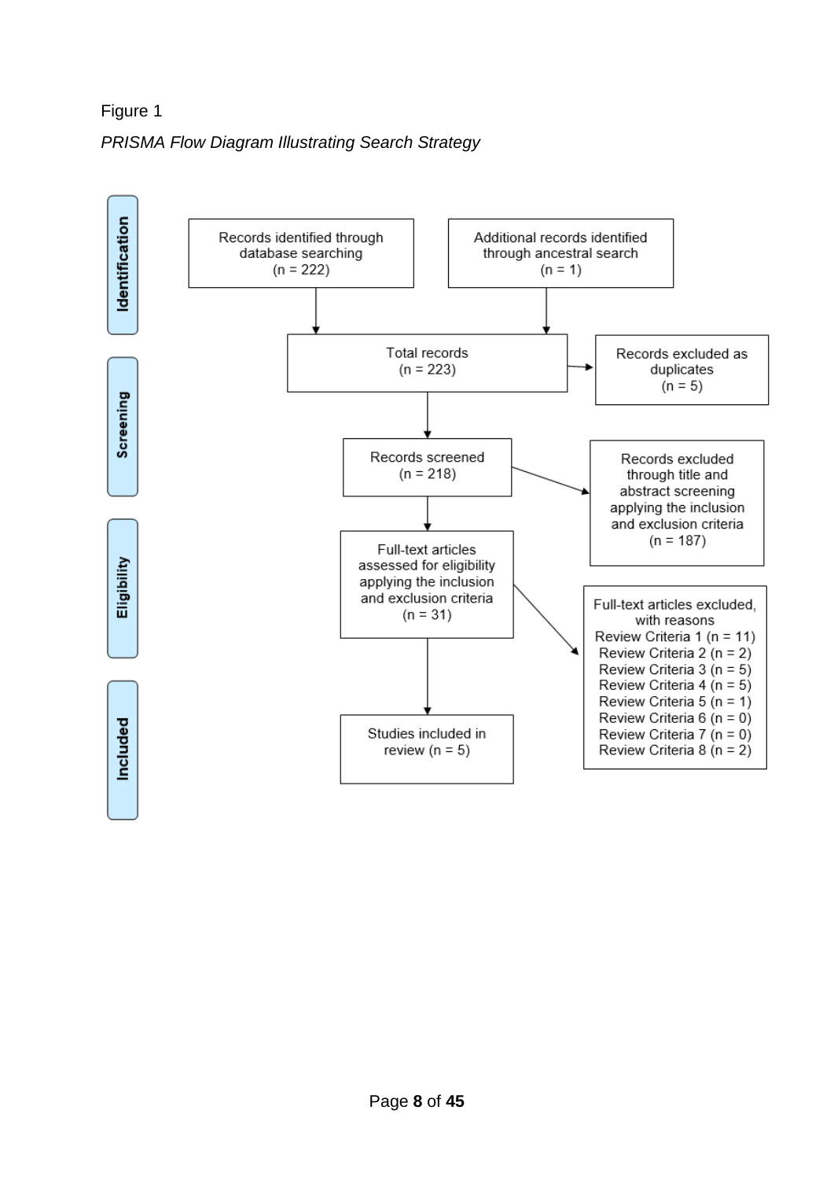Figure 1

*PRISMA Flow Diagram Illustrating Search Strategy*

**Identification**

Records identified through database searching (n = 222)

Additional records identified through ancestral search (n = 1)

Total records (n = 223)

Records excluded as duplicates (n = 5)

**Screening**

Records screened (n = 218)

Records excluded through title and abstract screening applying the inclusion and exclusion criteria (n = 187)

**Eligibility**

Full-text articles assessed for eligibility applying the inclusion and exclusion criteria (n = 31)

Full-text articles excluded, with reasons
- Review Criteria 1 (n = 11)
- Review Criteria 2 (n = 2)
- Review Criteria 3 (n = 5)
- Review Criteria 4 (n = 5)
- Review Criteria 5 (n = 1)
- Review Criteria 6 (n = 0)
- Review Criteria 7 (n = 0)
- Review Criteria 8 (n = 2)

**Included**

Studies included in review (n = 5)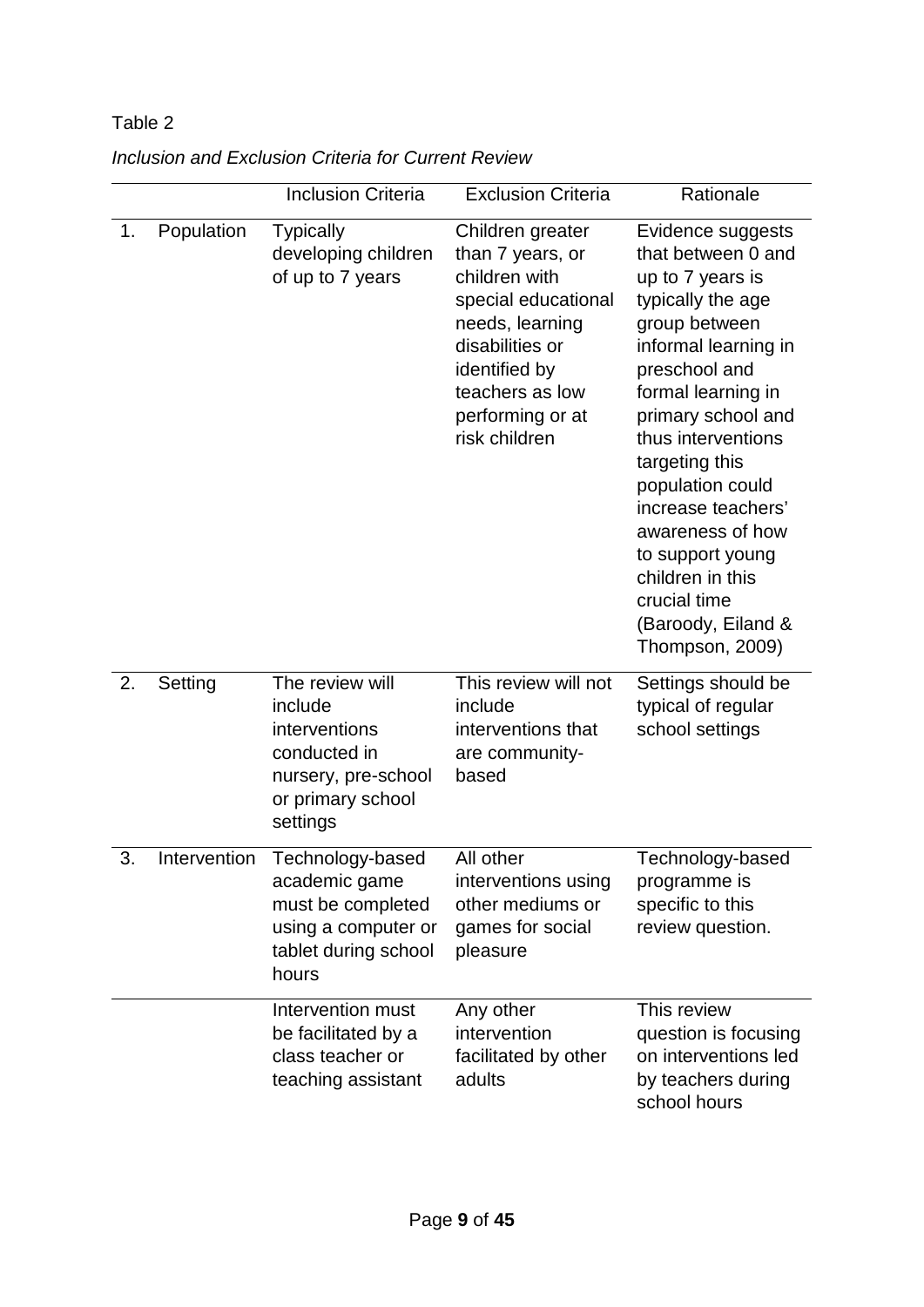Table 2

*Inclusion and Exclusion Criteria for Current Review*

| | | Inclusion Criteria | Exclusion Criteria | Rationale |
|---|---|---|---|---|
| 1. | Population | Typically developing children of up to 7 years | Children greater than 7 years, or children with special educational needs, learning disabilities or identified by teachers as low performing or at risk children | Evidence suggests that between 0 and up to 7 years is typically the age group between informal learning in preschool and formal learning in primary school and thus interventions targeting this population could increase teachers' awareness of how to support young children in this crucial time (Baroody, Eiland & Thompson, 2009) |
| 2. | Setting | The review will include interventions conducted in nursery, pre-school or primary school settings | This review will not include interventions that are community-based | Settings should be typical of regular school settings |
| 3. | Intervention | Technology-based academic game must be completed using a computer or tablet during school hours | All other interventions using other mediums or games for social pleasure | Technology-based programme is specific to this review question. |
| | | Intervention must be facilitated by a class teacher or teaching assistant | Any other intervention facilitated by other adults | This review question is focusing on interventions led by teachers during school hours |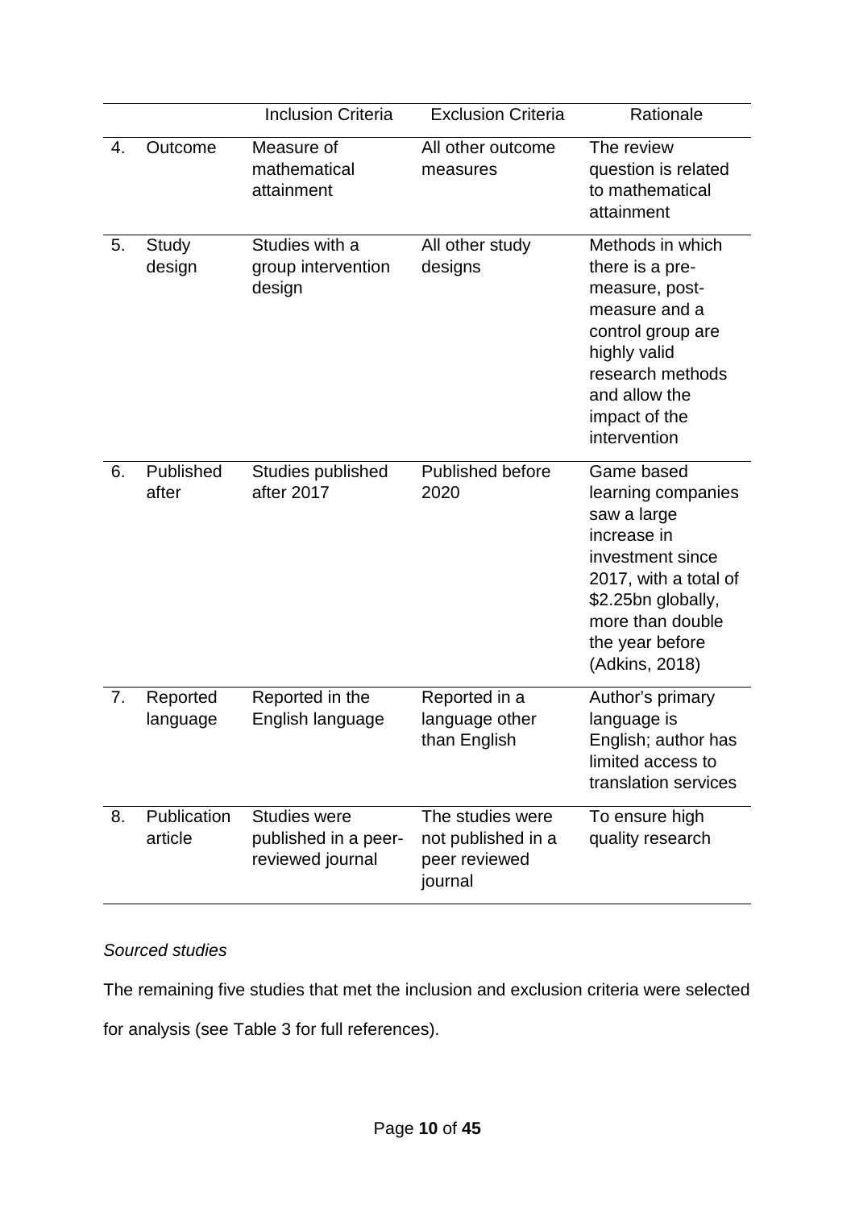| | | Inclusion Criteria | Exclusion Criteria | Rationale |
|---|---|---|---|---|
| 4. | Outcome | Measure of mathematical attainment | All other outcome measures | The review question is related to mathematical attainment |
| 5. | Study design | Studies with a group intervention design | All other study designs | Methods in which there is a pre-measure, post-measure and a control group are highly valid research methods and allow the impact of the intervention |
| 6. | Published after | Studies published after 2017 | Published before 2020 | Game based learning companies saw a large increase in investment since 2017, with a total of \$2.25bn globally, more than double the year before (Adkins, 2018) |
| 7. | Reported language | Reported in the English language | Reported in a language other than English | Author's primary language is English; author has limited access to translation services |
| 8. | Publication article | Studies were published in a peer-reviewed journal | The studies were not published in a peer reviewed journal | To ensure high quality research |

*Sourced studies*

The remaining five studies that met the inclusion and exclusion criteria were selected for analysis (see Table 3 for full references).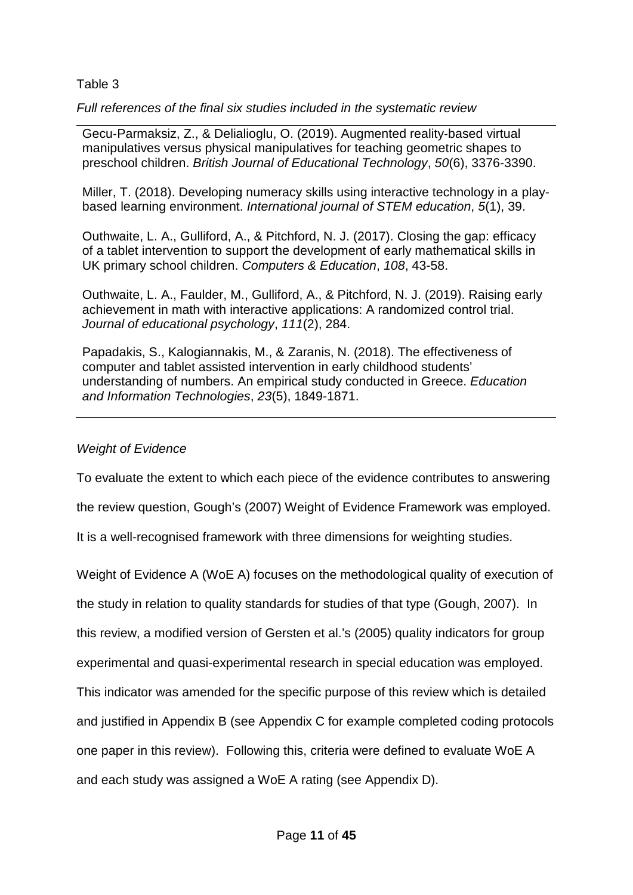Table 3

*Full references of the final six studies included in the systematic review*

Gecu-Parmaksiz, Z., & Delialioglu, O. (2019). Augmented reality-based virtual manipulatives versus physical manipulatives for teaching geometric shapes to preschool children. *British Journal of Educational Technology*, *50*(6), 3376-3390.

Miller, T. (2018). Developing numeracy skills using interactive technology in a play-based learning environment. *International journal of STEM education*, *5*(1), 39.

Outhwaite, L. A., Gulliford, A., & Pitchford, N. J. (2017). Closing the gap: efficacy of a tablet intervention to support the development of early mathematical skills in UK primary school children. *Computers & Education*, *108*, 43-58.

Outhwaite, L. A., Faulder, M., Gulliford, A., & Pitchford, N. J. (2019). Raising early achievement in math with interactive applications: A randomized control trial. *Journal of educational psychology*, *111*(2), 284.

Papadakis, S., Kalogiannakis, M., & Zaranis, N. (2018). The effectiveness of computer and tablet assisted intervention in early childhood students' understanding of numbers. An empirical study conducted in Greece. *Education and Information Technologies*, *23*(5), 1849-1871.

*Weight of Evidence*

To evaluate the extent to which each piece of the evidence contributes to answering the review question, Gough's (2007) Weight of Evidence Framework was employed. It is a well-recognised framework with three dimensions for weighting studies.

Weight of Evidence A (WoE A) focuses on the methodological quality of execution of the study in relation to quality standards for studies of that type (Gough, 2007). In this review, a modified version of Gersten et al.'s (2005) quality indicators for group experimental and quasi-experimental research in special education was employed. This indicator was amended for the specific purpose of this review which is detailed and justified in Appendix B (see Appendix C for example completed coding protocols one paper in this review). Following this, criteria were defined to evaluate WoE A and each study was assigned a WoE A rating (see Appendix D).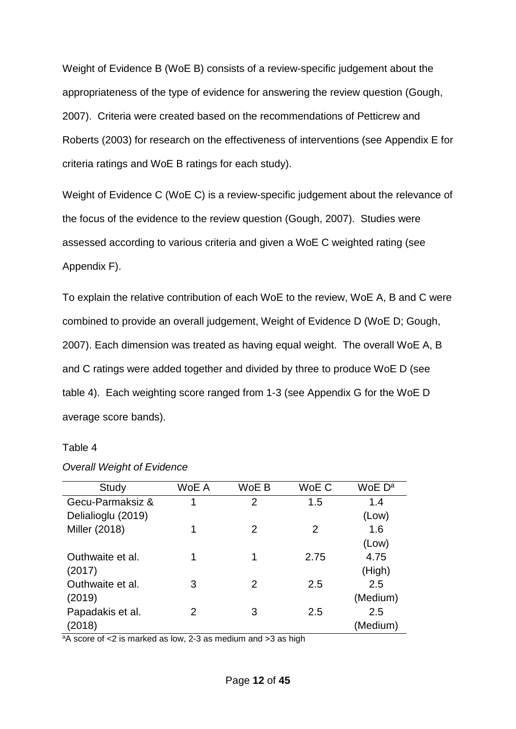Weight of Evidence B (WoE B) consists of a review-specific judgement about the appropriateness of the type of evidence for answering the review question (Gough, 2007). Criteria were created based on the recommendations of Petticrew and Roberts (2003) for research on the effectiveness of interventions (see Appendix E for criteria ratings and WoE B ratings for each study).

Weight of Evidence C (WoE C) is a review-specific judgement about the relevance of the focus of the evidence to the review question (Gough, 2007). Studies were assessed according to various criteria and given a WoE C weighted rating (see Appendix F).

To explain the relative contribution of each WoE to the review, WoE A, B and C were combined to provide an overall judgement, Weight of Evidence D (WoE D; Gough, 2007). Each dimension was treated as having equal weight. The overall WoE A, B and C ratings were added together and divided by three to produce WoE D (see table 4). Each weighting score ranged from 1-3 (see Appendix G for the WoE D average score bands).

Table 4

*Overall Weight of Evidence*

| Study | WoE A | WoE B | WoE C | WoE D[a] |
|---|---|---|---|---|
| Gecu-Parmaksiz & Delialioglu (2019) | 1 | 2 | 1.5 | 1.4 (Low) |
| Miller (2018) | 1 | 2 | 2 | 1.6 (Low) |
| Outhwaite et al. (2017) | 1 | 1 | 2.75 | 4.75 (High) |
| Outhwaite et al. (2019) | 3 | 2 | 2.5 | 2.5 (Medium) |
| Papadakis et al. (2018) | 2 | 3 | 2.5 | 2.5 (Medium) |

[a]A score of <2 is marked as low, 2-3 as medium and >3 as high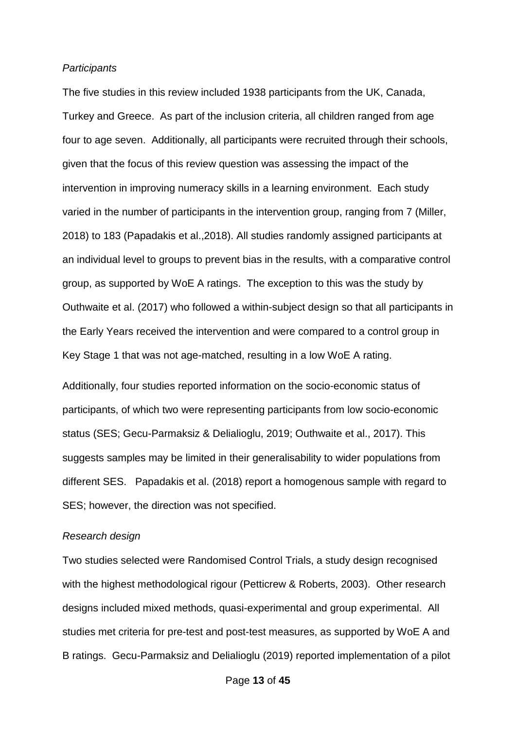*Participants*

The five studies in this review included 1938 participants from the UK, Canada, Turkey and Greece. As part of the inclusion criteria, all children ranged from age four to age seven. Additionally, all participants were recruited through their schools, given that the focus of this review question was assessing the impact of the intervention in improving numeracy skills in a learning environment. Each study varied in the number of participants in the intervention group, ranging from 7 (Miller, 2018) to 183 (Papadakis et al.,2018). All studies randomly assigned participants at an individual level to groups to prevent bias in the results, with a comparative control group, as supported by WoE A ratings. The exception to this was the study by Outhwaite et al. (2017) who followed a within-subject design so that all participants in the Early Years received the intervention and were compared to a control group in Key Stage 1 that was not age-matched, resulting in a low WoE A rating.

Additionally, four studies reported information on the socio-economic status of participants, of which two were representing participants from low socio-economic status (SES; Gecu-Parmaksiz & Delialioglu, 2019; Outhwaite et al., 2017). This suggests samples may be limited in their generalisability to wider populations from different SES. Papadakis et al. (2018) report a homogenous sample with regard to SES; however, the direction was not specified.

*Research design*

Two studies selected were Randomised Control Trials, a study design recognised with the highest methodological rigour (Petticrew & Roberts, 2003). Other research designs included mixed methods, quasi-experimental and group experimental. All studies met criteria for pre-test and post-test measures, as supported by WoE A and B ratings. Gecu-Parmaksiz and Delialioglu (2019) reported implementation of a pilot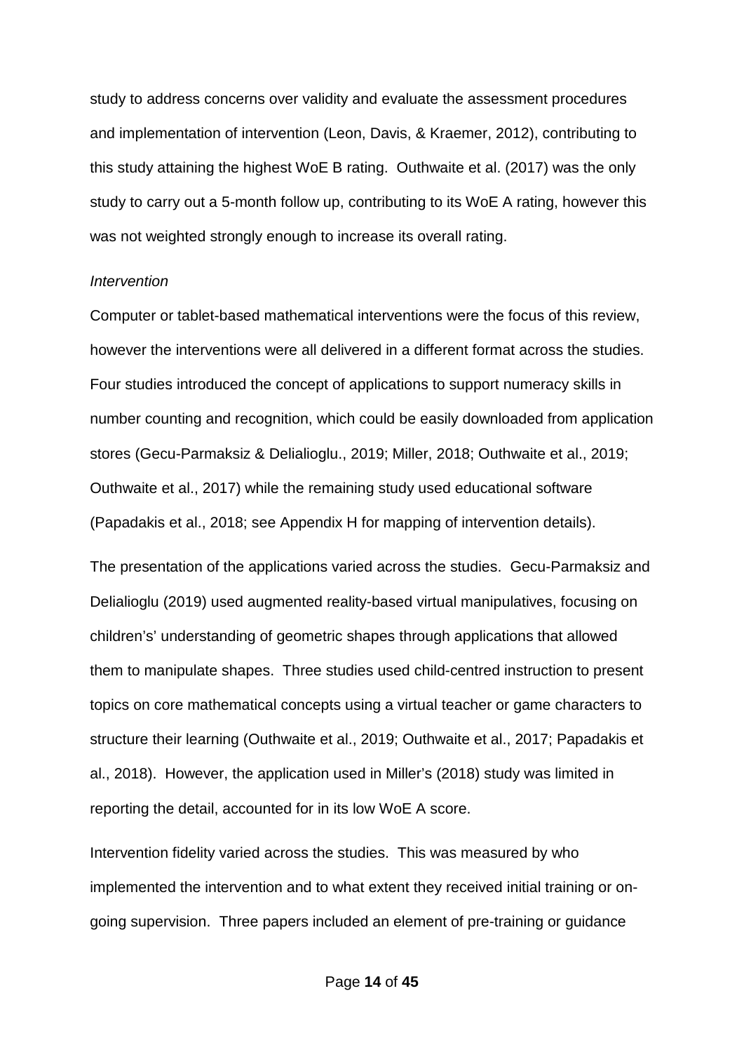study to address concerns over validity and evaluate the assessment procedures and implementation of intervention (Leon, Davis, & Kraemer, 2012), contributing to this study attaining the highest WoE B rating. Outhwaite et al. (2017) was the only study to carry out a 5-month follow up, contributing to its WoE A rating, however this was not weighted strongly enough to increase its overall rating.

*Intervention*

Computer or tablet-based mathematical interventions were the focus of this review, however the interventions were all delivered in a different format across the studies. Four studies introduced the concept of applications to support numeracy skills in number counting and recognition, which could be easily downloaded from application stores (Gecu-Parmaksiz & Delialioglu., 2019; Miller, 2018; Outhwaite et al., 2019; Outhwaite et al., 2017) while the remaining study used educational software (Papadakis et al., 2018; see Appendix H for mapping of intervention details).

The presentation of the applications varied across the studies. Gecu-Parmaksiz and Delialioglu (2019) used augmented reality-based virtual manipulatives, focusing on children's' understanding of geometric shapes through applications that allowed them to manipulate shapes. Three studies used child-centred instruction to present topics on core mathematical concepts using a virtual teacher or game characters to structure their learning (Outhwaite et al., 2019; Outhwaite et al., 2017; Papadakis et al., 2018). However, the application used in Miller's (2018) study was limited in reporting the detail, accounted for in its low WoE A score.

Intervention fidelity varied across the studies. This was measured by who implemented the intervention and to what extent they received initial training or on-going supervision. Three papers included an element of pre-training or guidance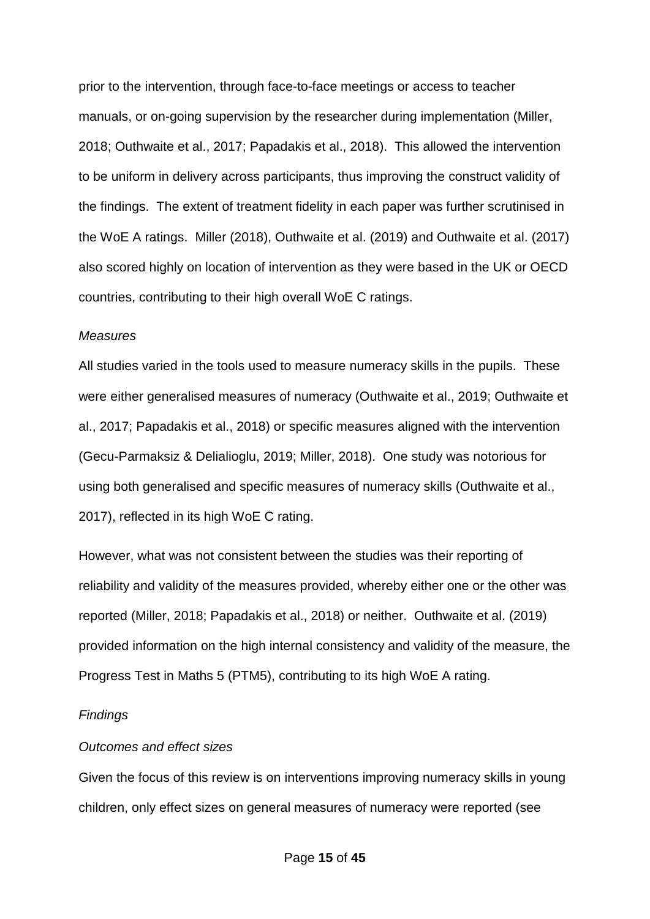prior to the intervention, through face-to-face meetings or access to teacher manuals, or on-going supervision by the researcher during implementation (Miller, 2018; Outhwaite et al., 2017; Papadakis et al., 2018). This allowed the intervention to be uniform in delivery across participants, thus improving the construct validity of the findings. The extent of treatment fidelity in each paper was further scrutinised in the WoE A ratings. Miller (2018), Outhwaite et al. (2019) and Outhwaite et al. (2017) also scored highly on location of intervention as they were based in the UK or OECD countries, contributing to their high overall WoE C ratings.

*Measures*

All studies varied in the tools used to measure numeracy skills in the pupils. These were either generalised measures of numeracy (Outhwaite et al., 2019; Outhwaite et al., 2017; Papadakis et al., 2018) or specific measures aligned with the intervention (Gecu-Parmaksiz & Delialioglu, 2019; Miller, 2018). One study was notorious for using both generalised and specific measures of numeracy skills (Outhwaite et al., 2017), reflected in its high WoE C rating.

However, what was not consistent between the studies was their reporting of reliability and validity of the measures provided, whereby either one or the other was reported (Miller, 2018; Papadakis et al., 2018) or neither. Outhwaite et al. (2019) provided information on the high internal consistency and validity of the measure, the Progress Test in Maths 5 (PTM5), contributing to its high WoE A rating.

*Findings*

*Outcomes and effect sizes*

Given the focus of this review is on interventions improving numeracy skills in young children, only effect sizes on general measures of numeracy were reported (see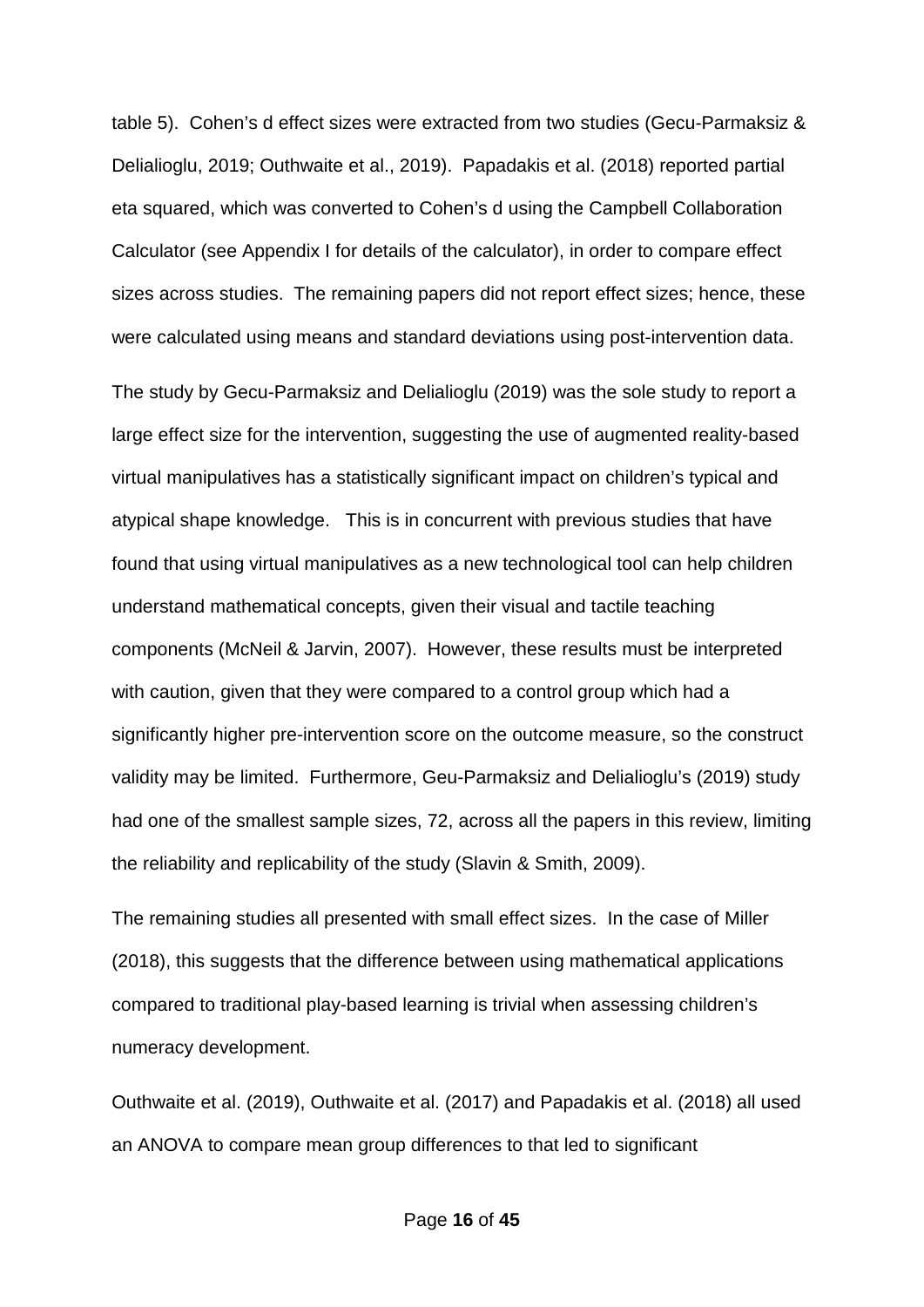table 5). Cohen's d effect sizes were extracted from two studies (Gecu-Parmaksiz & Delialioglu, 2019; Outhwaite et al., 2019). Papadakis et al. (2018) reported partial eta squared, which was converted to Cohen's d using the Campbell Collaboration Calculator (see Appendix I for details of the calculator), in order to compare effect sizes across studies. The remaining papers did not report effect sizes; hence, these were calculated using means and standard deviations using post-intervention data.

The study by Gecu-Parmaksiz and Delialioglu (2019) was the sole study to report a large effect size for the intervention, suggesting the use of augmented reality-based virtual manipulatives has a statistically significant impact on children's typical and atypical shape knowledge. This is in concurrent with previous studies that have found that using virtual manipulatives as a new technological tool can help children understand mathematical concepts, given their visual and tactile teaching components (McNeil & Jarvin, 2007). However, these results must be interpreted with caution, given that they were compared to a control group which had a significantly higher pre-intervention score on the outcome measure, so the construct validity may be limited. Furthermore, Geu-Parmaksiz and Delialioglu's (2019) study had one of the smallest sample sizes, 72, across all the papers in this review, limiting the reliability and replicability of the study (Slavin & Smith, 2009).

The remaining studies all presented with small effect sizes. In the case of Miller (2018), this suggests that the difference between using mathematical applications compared to traditional play-based learning is trivial when assessing children's numeracy development.

Outhwaite et al. (2019), Outhwaite et al. (2017) and Papadakis et al. (2018) all used an ANOVA to compare mean group differences to that led to significant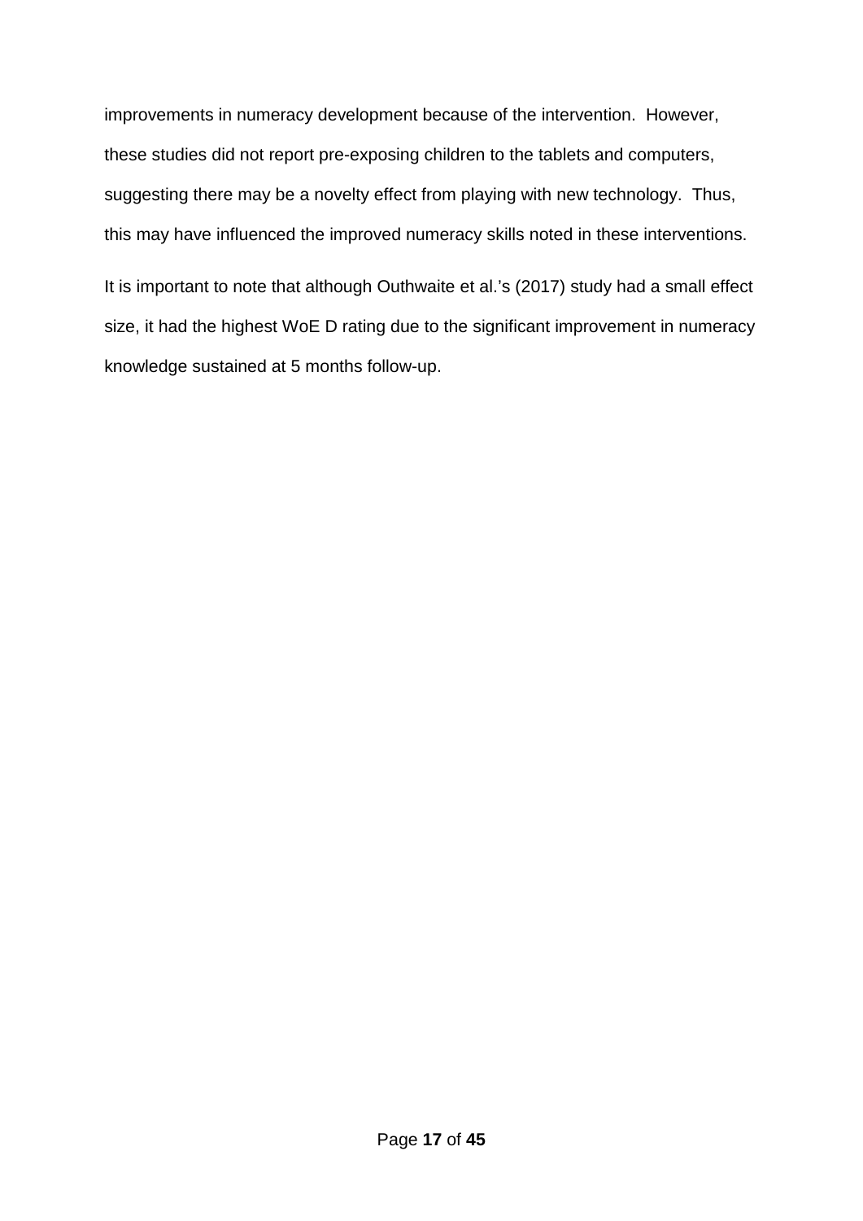improvements in numeracy development because of the intervention.  However, these studies did not report pre-exposing children to the tablets and computers, suggesting there may be a novelty effect from playing with new technology.  Thus, this may have influenced the improved numeracy skills noted in these interventions.

It is important to note that although Outhwaite et al.'s (2017) study had a small effect size, it had the highest WoE D rating due to the significant improvement in numeracy knowledge sustained at 5 months follow-up.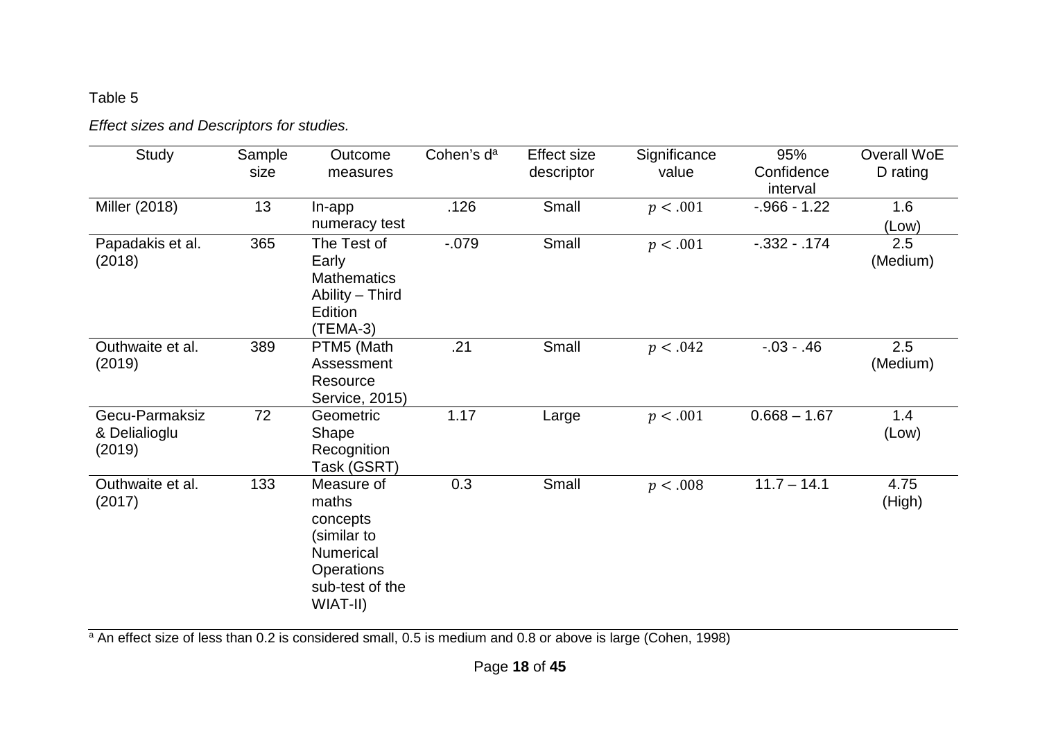Table 5

*Effect sizes and Descriptors for studies.*

| Study | Sample size | Outcome measures | Cohen's d[a] | Effect size descriptor | Significance value | 95% Confidence interval | Overall WoE D rating |
|---|---|---|---|---|---|---|---|
| Miller (2018) | 13 | In-app numeracy test | .126 | Small | $p < .001$ | -.966 - 1.22 | 1.6 (Low) |
| Papadakis et al. (2018) | 365 | The Test of Early Mathematics Ability – Third Edition (TEMA-3) | -.079 | Small | $p < .001$ | -.332 - .174 | 2.5 (Medium) |
| Outhwaite et al. (2019) | 389 | PTM5 (Math Assessment Resource Service, 2015) | .21 | Small | $p < .042$ | -.03 - .46 | 2.5 (Medium) |
| Gecu-Parmaksiz & Delialioglu (2019) | 72 | Geometric Shape Recognition Task (GSRT) | 1.17 | Large | $p < .001$ | 0.668 – 1.67 | 1.4 (Low) |
| Outhwaite et al. (2017) | 133 | Measure of maths concepts (similar to Numerical Operations sub-test of the WIAT-II) | 0.3 | Small | $p < .008$ | 11.7 – 14.1 | 4.75 (High) |

[a] An effect size of less than 0.2 is considered small, 0.5 is medium and 0.8 or above is large (Cohen, 1998)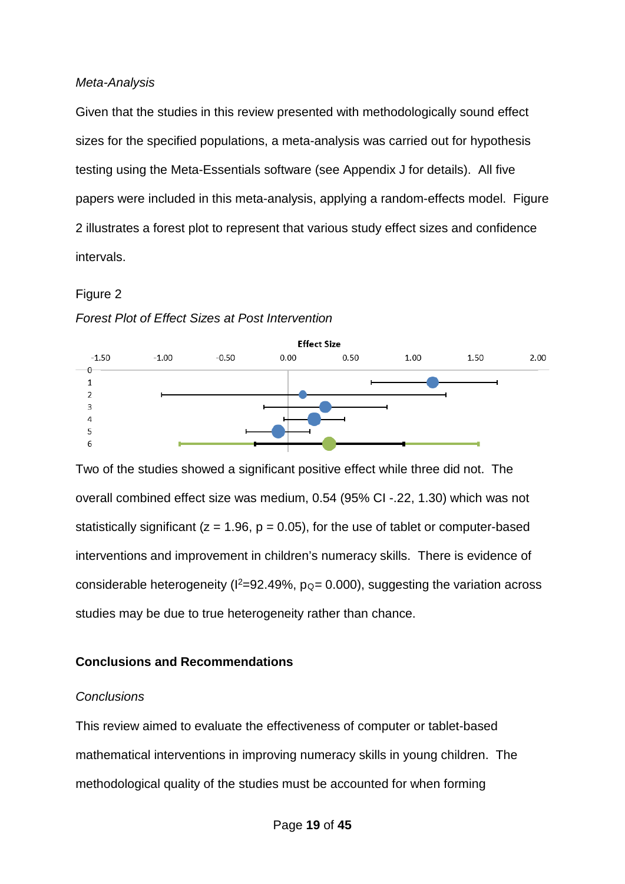*Meta-Analysis*

Given that the studies in this review presented with methodologically sound effect sizes for the specified populations, a meta-analysis was carried out for hypothesis testing using the Meta-Essentials software (see Appendix J for details). All five papers were included in this meta-analysis, applying a random-effects model. Figure 2 illustrates a forest plot to represent that various study effect sizes and confidence intervals.

Figure 2

*Forest Plot of Effect Sizes at Post Intervention*

Two of the studies showed a significant positive effect while three did not. The overall combined effect size was medium, 0.54 (95% CI -.22, 1.30) which was not statistically significant ($z = 1.96$, $p = 0.05$), for the use of tablet or computer-based interventions and improvement in children's numeracy skills. There is evidence of considerable heterogeneity ($I^2$=92.49%, $p_Q$= 0.000), suggesting the variation across studies may be due to true heterogeneity rather than chance.

## Conclusions and Recommendations

*Conclusions*

This review aimed to evaluate the effectiveness of computer or tablet-based mathematical interventions in improving numeracy skills in young children. The methodological quality of the studies must be accounted for when forming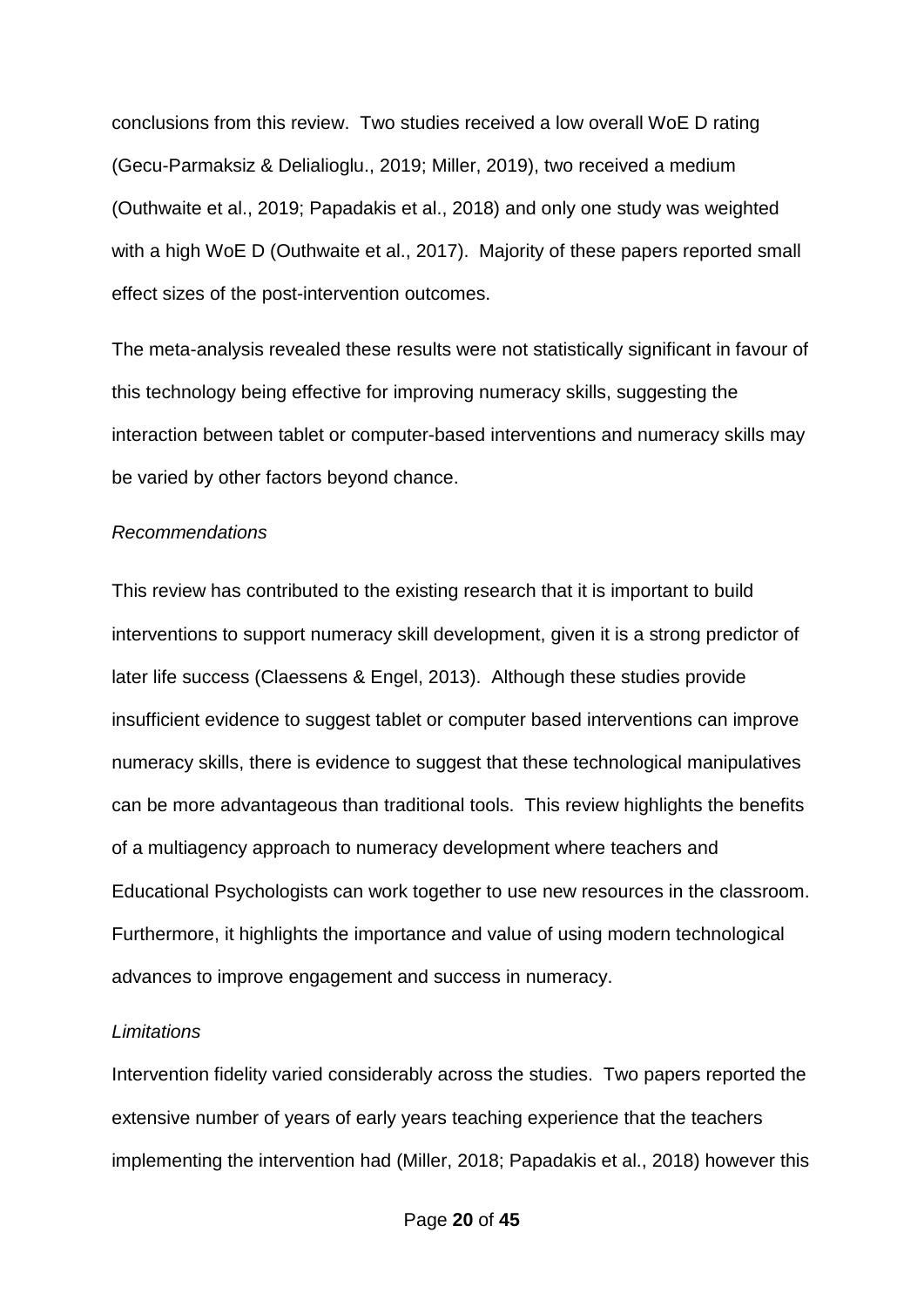conclusions from this review. Two studies received a low overall WoE D rating (Gecu-Parmaksiz & Delialioglu., 2019; Miller, 2019), two received a medium (Outhwaite et al., 2019; Papadakis et al., 2018) and only one study was weighted with a high WoE D (Outhwaite et al., 2017). Majority of these papers reported small effect sizes of the post-intervention outcomes.

The meta-analysis revealed these results were not statistically significant in favour of this technology being effective for improving numeracy skills, suggesting the interaction between tablet or computer-based interventions and numeracy skills may be varied by other factors beyond chance.

*Recommendations*

This review has contributed to the existing research that it is important to build interventions to support numeracy skill development, given it is a strong predictor of later life success (Claessens & Engel, 2013). Although these studies provide insufficient evidence to suggest tablet or computer based interventions can improve numeracy skills, there is evidence to suggest that these technological manipulatives can be more advantageous than traditional tools. This review highlights the benefits of a multiagency approach to numeracy development where teachers and Educational Psychologists can work together to use new resources in the classroom. Furthermore, it highlights the importance and value of using modern technological advances to improve engagement and success in numeracy.

*Limitations*

Intervention fidelity varied considerably across the studies. Two papers reported the extensive number of years of early years teaching experience that the teachers implementing the intervention had (Miller, 2018; Papadakis et al., 2018) however this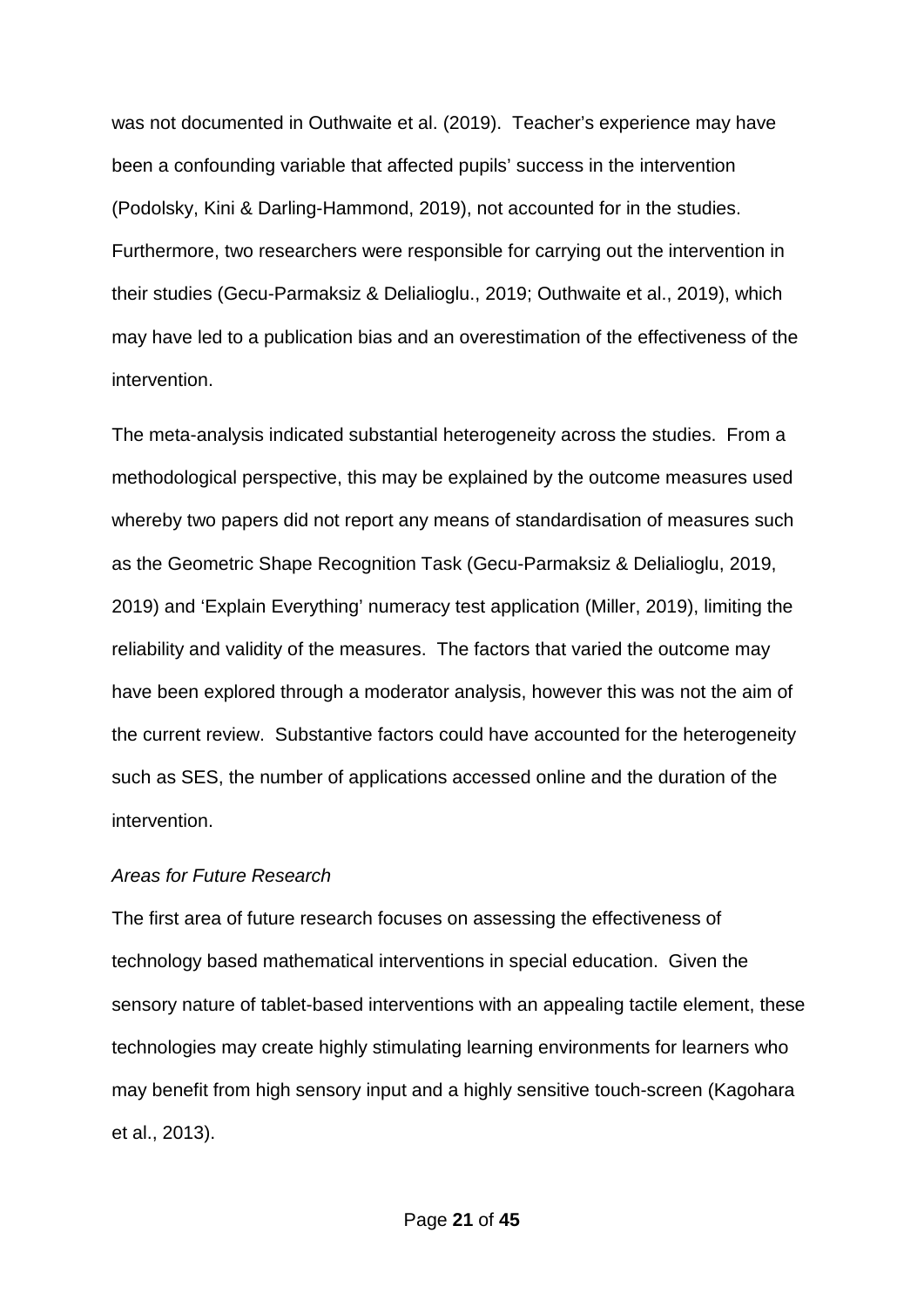was not documented in Outhwaite et al. (2019). Teacher's experience may have been a confounding variable that affected pupils' success in the intervention (Podolsky, Kini & Darling-Hammond, 2019), not accounted for in the studies. Furthermore, two researchers were responsible for carrying out the intervention in their studies (Gecu-Parmaksiz & Delialioglu., 2019; Outhwaite et al., 2019), which may have led to a publication bias and an overestimation of the effectiveness of the intervention.

The meta-analysis indicated substantial heterogeneity across the studies. From a methodological perspective, this may be explained by the outcome measures used whereby two papers did not report any means of standardisation of measures such as the Geometric Shape Recognition Task (Gecu-Parmaksiz & Delialioglu, 2019, 2019) and 'Explain Everything' numeracy test application (Miller, 2019), limiting the reliability and validity of the measures. The factors that varied the outcome may have been explored through a moderator analysis, however this was not the aim of the current review. Substantive factors could have accounted for the heterogeneity such as SES, the number of applications accessed online and the duration of the intervention.

*Areas for Future Research*

The first area of future research focuses on assessing the effectiveness of technology based mathematical interventions in special education. Given the sensory nature of tablet-based interventions with an appealing tactile element, these technologies may create highly stimulating learning environments for learners who may benefit from high sensory input and a highly sensitive touch-screen (Kagohara et al., 2013).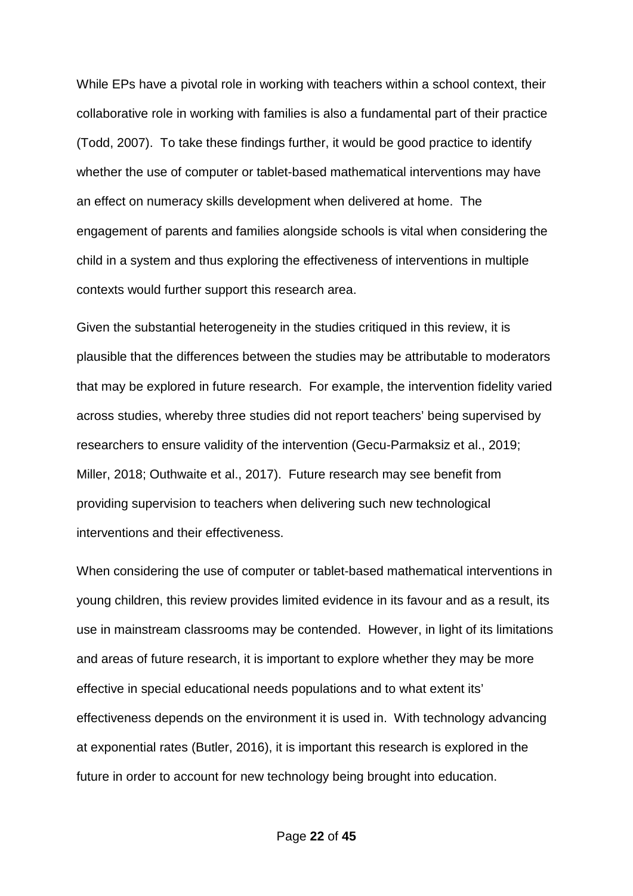While EPs have a pivotal role in working with teachers within a school context, their collaborative role in working with families is also a fundamental part of their practice (Todd, 2007). To take these findings further, it would be good practice to identify whether the use of computer or tablet-based mathematical interventions may have an effect on numeracy skills development when delivered at home. The engagement of parents and families alongside schools is vital when considering the child in a system and thus exploring the effectiveness of interventions in multiple contexts would further support this research area.

Given the substantial heterogeneity in the studies critiqued in this review, it is plausible that the differences between the studies may be attributable to moderators that may be explored in future research. For example, the intervention fidelity varied across studies, whereby three studies did not report teachers' being supervised by researchers to ensure validity of the intervention (Gecu-Parmaksiz et al., 2019; Miller, 2018; Outhwaite et al., 2017). Future research may see benefit from providing supervision to teachers when delivering such new technological interventions and their effectiveness.

When considering the use of computer or tablet-based mathematical interventions in young children, this review provides limited evidence in its favour and as a result, its use in mainstream classrooms may be contended. However, in light of its limitations and areas of future research, it is important to explore whether they may be more effective in special educational needs populations and to what extent its' effectiveness depends on the environment it is used in. With technology advancing at exponential rates (Butler, 2016), it is important this research is explored in the future in order to account for new technology being brought into education.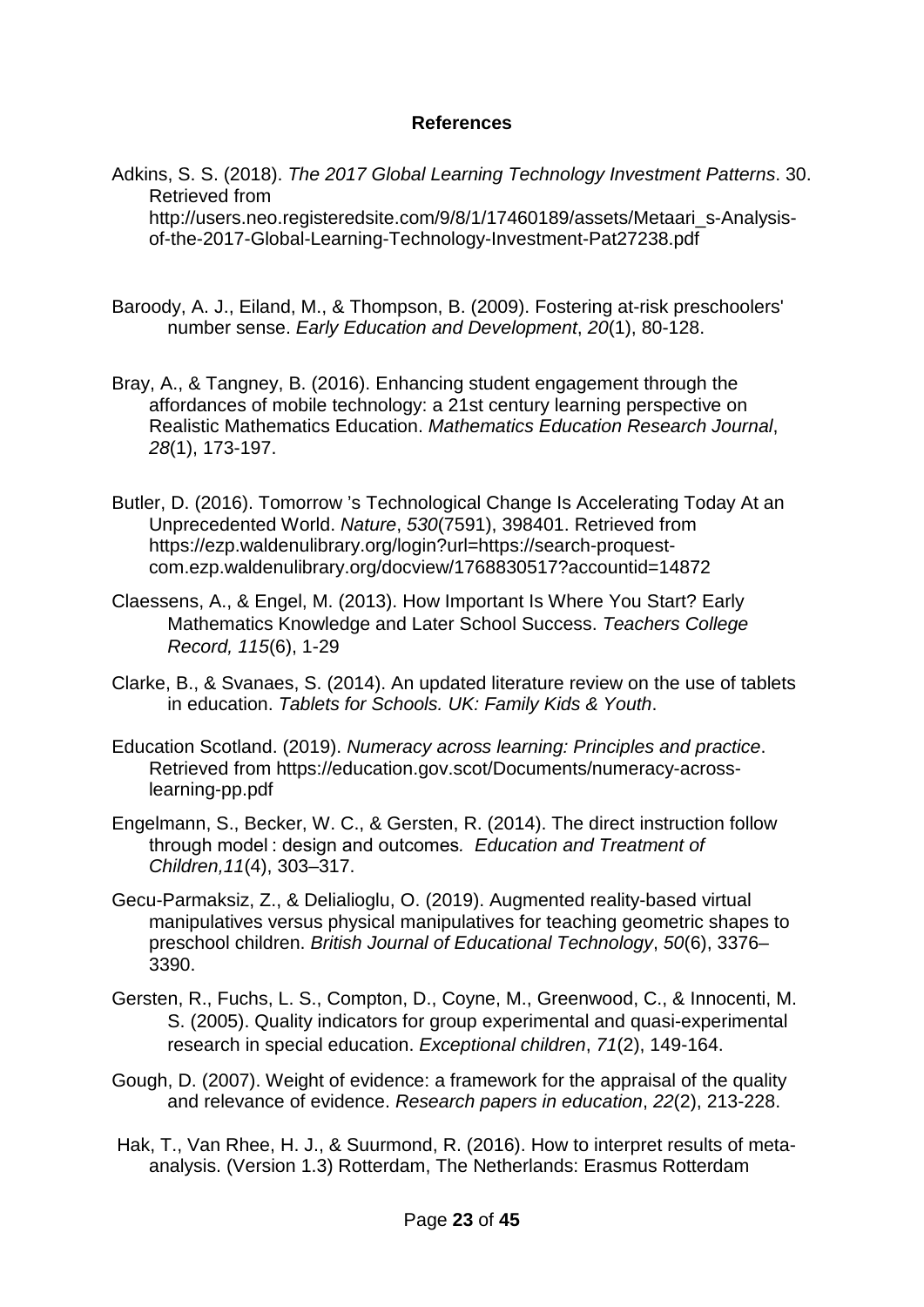**References**

Adkins, S. S. (2018). *The 2017 Global Learning Technology Investment Patterns*. 30. Retrieved from http://users.neo.registeredsite.com/9/8/1/17460189/assets/Metaari_s-Analysis-of-the-2017-Global-Learning-Technology-Investment-Pat27238.pdf

Baroody, A. J., Eiland, M., & Thompson, B. (2009). Fostering at-risk preschoolers' number sense. *Early Education and Development*, *20*(1), 80-128.

Bray, A., & Tangney, B. (2016). Enhancing student engagement through the affordances of mobile technology: a 21st century learning perspective on Realistic Mathematics Education. *Mathematics Education Research Journal*, *28*(1), 173-197.

Butler, D. (2016). Tomorrow 's Technological Change Is Accelerating Today At an Unprecedented World. *Nature*, *530*(7591), 398401. Retrieved from https://ezp.waldenulibrary.org/login?url=https://search-proquest-com.ezp.waldenulibrary.org/docview/1768830517?accountid=14872

Claessens, A., & Engel, M. (2013). How Important Is Where You Start? Early Mathematics Knowledge and Later School Success. *Teachers College Record, 115*(6), 1-29

Clarke, B., & Svanaes, S. (2014). An updated literature review on the use of tablets in education. *Tablets for Schools. UK: Family Kids & Youth*.

Education Scotland. (2019). *Numeracy across learning: Principles and practice*. Retrieved from https://education.gov.scot/Documents/numeracy-across-learning-pp.pdf

Engelmann, S., Becker, W. C., & Gersten, R. (2014). The direct instruction follow through model : design and outcomes*. Education and Treatment of Children,11*(4), 303–317.

Gecu-Parmaksiz, Z., & Delialioglu, O. (2019). Augmented reality-based virtual manipulatives versus physical manipulatives for teaching geometric shapes to preschool children. *British Journal of Educational Technology*, *50*(6), 3376–3390.

Gersten, R., Fuchs, L. S., Compton, D., Coyne, M., Greenwood, C., & Innocenti, M. S. (2005). Quality indicators for group experimental and quasi-experimental research in special education. *Exceptional children*, *71*(2), 149-164.

Gough, D. (2007). Weight of evidence: a framework for the appraisal of the quality and relevance of evidence. *Research papers in education*, *22*(2), 213-228.

Hak, T., Van Rhee, H. J., & Suurmond, R. (2016). How to interpret results of meta-analysis. (Version 1.3) Rotterdam, The Netherlands: Erasmus Rotterdam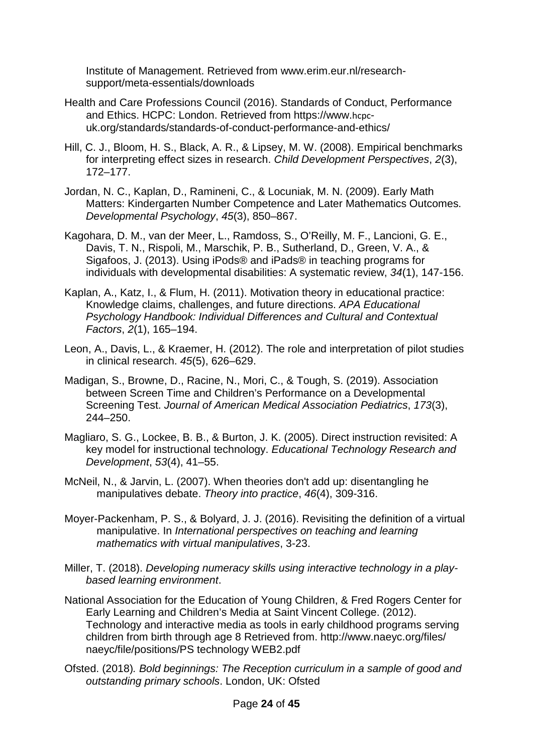Institute of Management. Retrieved from www.erim.eur.nl/research-support/meta-essentials/downloads

Health and Care Professions Council (2016). Standards of Conduct, Performance and Ethics. HCPC: London. Retrieved from https://www.hcpc-uk.org/standards/standards-of-conduct-performance-and-ethics/

Hill, C. J., Bloom, H. S., Black, A. R., & Lipsey, M. W. (2008). Empirical benchmarks for interpreting effect sizes in research. *Child Development Perspectives*, *2*(3), 172–177.

Jordan, N. C., Kaplan, D., Ramineni, C., & Locuniak, M. N. (2009). Early Math Matters: Kindergarten Number Competence and Later Mathematics Outcomes. *Developmental Psychology*, *45*(3), 850–867.

Kagohara, D. M., van der Meer, L., Ramdoss, S., O'Reilly, M. F., Lancioni, G. E., Davis, T. N., Rispoli, M., Marschik, P. B., Sutherland, D., Green, V. A., & Sigafoos, J. (2013). Using iPods® and iPads® in teaching programs for individuals with developmental disabilities: A systematic review, *34*(1), 147-156.

Kaplan, A., Katz, I., & Flum, H. (2011). Motivation theory in educational practice: Knowledge claims, challenges, and future directions. *APA Educational Psychology Handbook: Individual Differences and Cultural and Contextual Factors*, *2*(1), 165–194.

Leon, A., Davis, L., & Kraemer, H. (2012). The role and interpretation of pilot studies in clinical research. *45*(5), 626–629.

Madigan, S., Browne, D., Racine, N., Mori, C., & Tough, S. (2019). Association between Screen Time and Children's Performance on a Developmental Screening Test. *Journal of American Medical Association Pediatrics*, *173*(3), 244–250.

Magliaro, S. G., Lockee, B. B., & Burton, J. K. (2005). Direct instruction revisited: A key model for instructional technology. *Educational Technology Research and Development*, *53*(4), 41–55.

McNeil, N., & Jarvin, L. (2007). When theories don't add up: disentangling he manipulatives debate. *Theory into practice*, *46*(4), 309-316.

Moyer-Packenham, P. S., & Bolyard, J. J. (2016). Revisiting the definition of a virtual manipulative. In *International perspectives on teaching and learning mathematics with virtual manipulatives*, 3-23.

Miller, T. (2018). *Developing numeracy skills using interactive technology in a play-based learning environment*.

National Association for the Education of Young Children, & Fred Rogers Center for Early Learning and Children's Media at Saint Vincent College. (2012). Technology and interactive media as tools in early childhood programs serving children from birth through age 8 Retrieved from. http://www.naeyc.org/files/naeyc/file/positions/PS technology WEB2.pdf

Ofsted. (2018). *Bold beginnings: The Reception curriculum in a sample of good and outstanding primary schools*. London, UK: Ofsted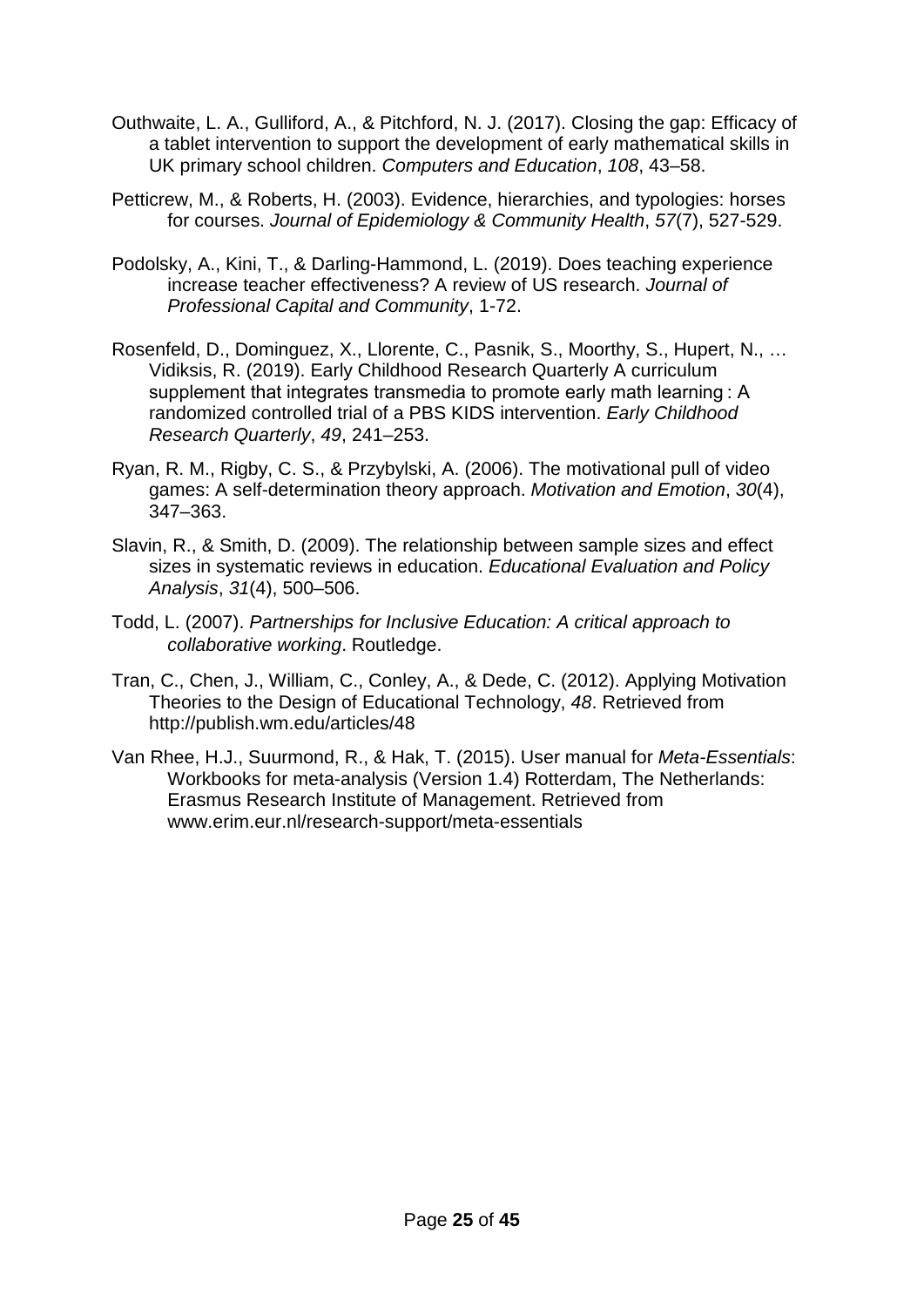Outhwaite, L. A., Gulliford, A., & Pitchford, N. J. (2017). Closing the gap: Efficacy of a tablet intervention to support the development of early mathematical skills in UK primary school children. *Computers and Education*, *108*, 43–58.

Petticrew, M., & Roberts, H. (2003). Evidence, hierarchies, and typologies: horses for courses. *Journal of Epidemiology & Community Health*, *57*(7), 527-529.

Podolsky, A., Kini, T., & Darling-Hammond, L. (2019). Does teaching experience increase teacher effectiveness? A review of US research. *Journal of Professional Capital and Community*, 1-72.

Rosenfeld, D., Dominguez, X., Llorente, C., Pasnik, S., Moorthy, S., Hupert, N., … Vidiksis, R. (2019). Early Childhood Research Quarterly A curriculum supplement that integrates transmedia to promote early math learning : A randomized controlled trial of a PBS KIDS intervention. *Early Childhood Research Quarterly*, *49*, 241–253.

Ryan, R. M., Rigby, C. S., & Przybylski, A. (2006). The motivational pull of video games: A self-determination theory approach. *Motivation and Emotion*, *30*(4), 347–363.

Slavin, R., & Smith, D. (2009). The relationship between sample sizes and effect sizes in systematic reviews in education. *Educational Evaluation and Policy Analysis*, *31*(4), 500–506.

Todd, L. (2007). *Partnerships for Inclusive Education: A critical approach to collaborative working*. Routledge.

Tran, C., Chen, J., William, C., Conley, A., & Dede, C. (2012). Applying Motivation Theories to the Design of Educational Technology, *48*. Retrieved from http://publish.wm.edu/articles/48

Van Rhee, H.J., Suurmond, R., & Hak, T. (2015). User manual for *Meta-Essentials*: Workbooks for meta-analysis (Version 1.4) Rotterdam, The Netherlands: Erasmus Research Institute of Management. Retrieved from www.erim.eur.nl/research-support/meta-essentials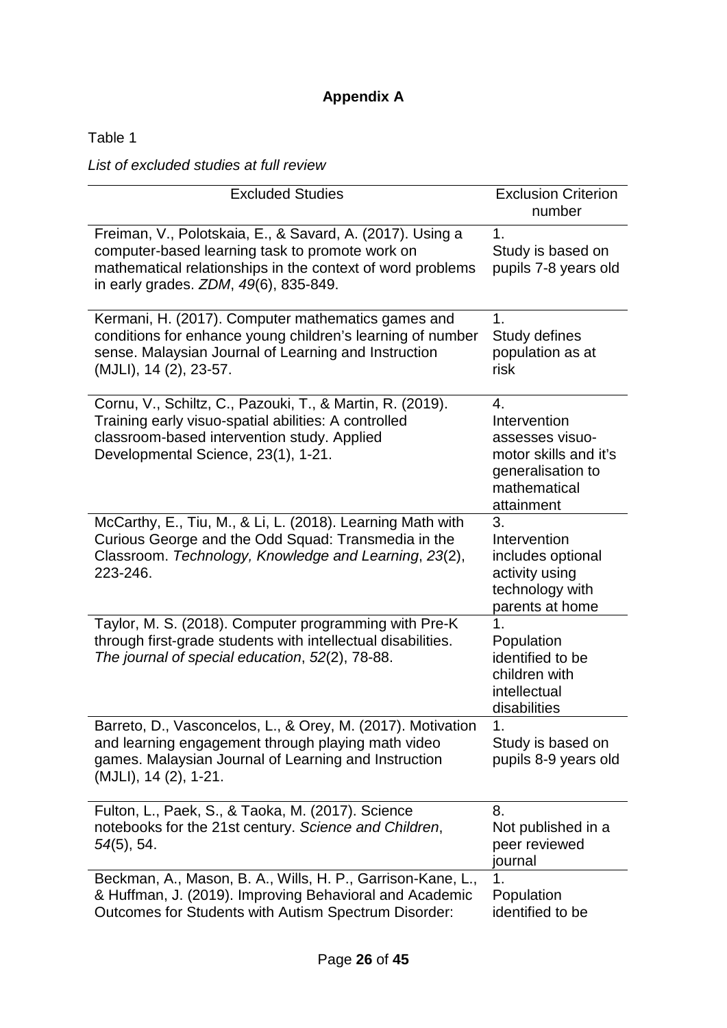## Appendix A

Table 1

*List of excluded studies at full review*

| Excluded Studies | Exclusion Criterion number |
|---|---|
| Freiman, V., Polotskaia, E., & Savard, A. (2017). Using a computer-based learning task to promote work on mathematical relationships in the context of word problems in early grades. *ZDM*, *49*(6), 835-849. | 1. Study is based on pupils 7-8 years old |
| Kermani, H. (2017). Computer mathematics games and conditions for enhance young children's learning of number sense. Malaysian Journal of Learning and Instruction (MJLI), 14 (2), 23-57. | 1. Study defines population as at risk |
| Cornu, V., Schiltz, C., Pazouki, T., & Martin, R. (2019). Training early visuo-spatial abilities: A controlled classroom-based intervention study. Applied Developmental Science, 23(1), 1-21. | 4. Intervention assesses visuo-motor skills and it's generalisation to mathematical attainment |
| McCarthy, E., Tiu, M., & Li, L. (2018). Learning Math with Curious George and the Odd Squad: Transmedia in the Classroom. *Technology, Knowledge and Learning*, *23*(2), 223-246. | 3. Intervention includes optional activity using technology with parents at home |
| Taylor, M. S. (2018). Computer programming with Pre-K through first-grade students with intellectual disabilities. *The journal of special education*, *52*(2), 78-88. | 1. Population identified to be children with intellectual disabilities |
| Barreto, D., Vasconcelos, L., & Orey, M. (2017). Motivation and learning engagement through playing math video games. Malaysian Journal of Learning and Instruction (MJLI), 14 (2), 1-21. | 1. Study is based on pupils 8-9 years old |
| Fulton, L., Paek, S., & Taoka, M. (2017). Science notebooks for the 21st century. *Science and Children*, *54*(5), 54. | 8. Not published in a peer reviewed journal |
| Beckman, A., Mason, B. A., Wills, H. P., Garrison-Kane, L., & Huffman, J. (2019). Improving Behavioral and Academic Outcomes for Students with Autism Spectrum Disorder: | 1. Population identified to be |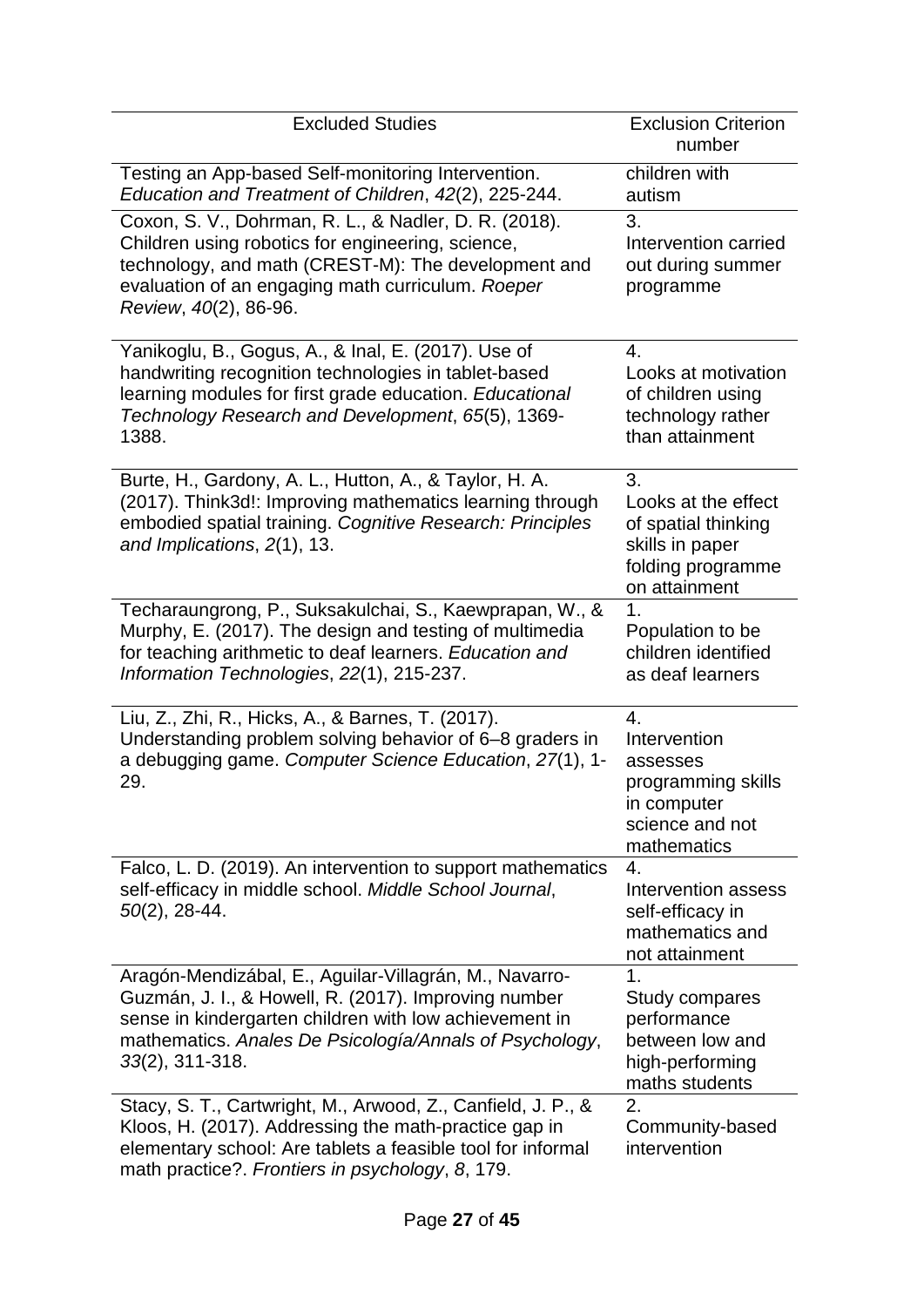| Excluded Studies | Exclusion Criterion number |
|---|---|
| Testing an App-based Self-monitoring Intervention. *Education and Treatment of Children*, *42*(2), 225-244. | children with autism |
| Coxon, S. V., Dohrman, R. L., & Nadler, D. R. (2018). Children using robotics for engineering, science, technology, and math (CREST-M): The development and evaluation of an engaging math curriculum. *Roeper Review*, *40*(2), 86-96. | 3. Intervention carried out during summer programme |
| Yanikoglu, B., Gogus, A., & Inal, E. (2017). Use of handwriting recognition technologies in tablet-based learning modules for first grade education. *Educational Technology Research and Development*, *65*(5), 1369-1388. | 4. Looks at motivation of children using technology rather than attainment |
| Burte, H., Gardony, A. L., Hutton, A., & Taylor, H. A. (2017). Think3d!: Improving mathematics learning through embodied spatial training. *Cognitive Research: Principles and Implications*, *2*(1), 13. | 3. Looks at the effect of spatial thinking skills in paper folding programme on attainment |
| Techaraungrong, P., Suksakulchai, S., Kaewprapan, W., & Murphy, E. (2017). The design and testing of multimedia for teaching arithmetic to deaf learners. *Education and Information Technologies*, *22*(1), 215-237. | 1. Population to be children identified as deaf learners |
| Liu, Z., Zhi, R., Hicks, A., & Barnes, T. (2017). Understanding problem solving behavior of 6–8 graders in a debugging game. *Computer Science Education*, *27*(1), 1-29. | 4. Intervention assesses programming skills in computer science and not mathematics |
| Falco, L. D. (2019). An intervention to support mathematics self-efficacy in middle school. *Middle School Journal*, *50*(2), 28-44. | 4. Intervention assess self-efficacy in mathematics and not attainment |
| Aragón-Mendizábal, E., Aguilar-Villagrán, M., Navarro-Guzmán, J. I., & Howell, R. (2017). Improving number sense in kindergarten children with low achievement in mathematics. *Anales De Psicología/Annals of Psychology*, *33*(2), 311-318. | 1. Study compares performance between low and high-performing maths students |
| Stacy, S. T., Cartwright, M., Arwood, Z., Canfield, J. P., & Kloos, H. (2017). Addressing the math-practice gap in elementary school: Are tablets a feasible tool for informal math practice?. *Frontiers in psychology*, *8*, 179. | 2. Community-based intervention |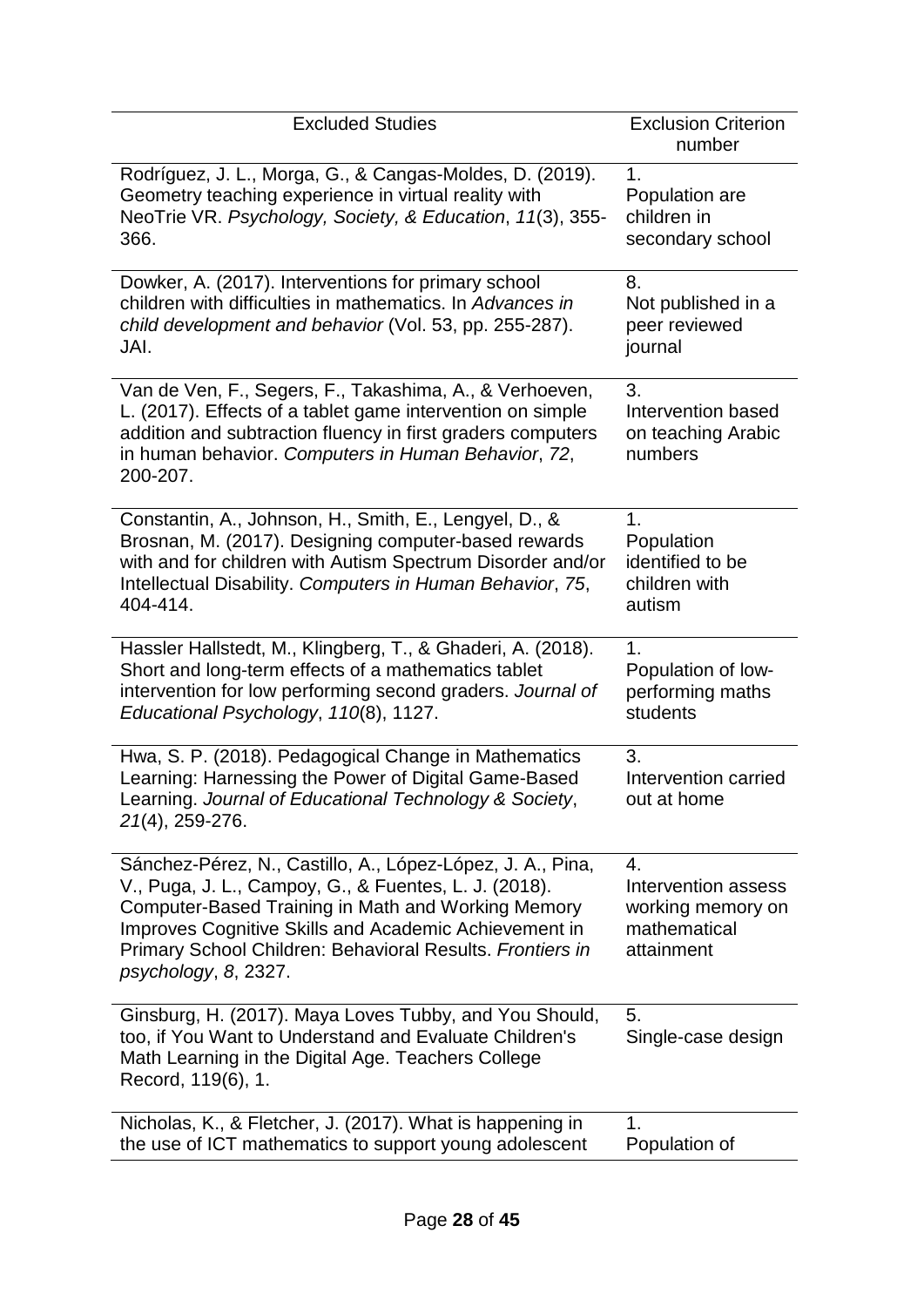| Excluded Studies | Exclusion Criterion number |
|---|---|
| Rodríguez, J. L., Morga, G., & Cangas-Moldes, D. (2019). Geometry teaching experience in virtual reality with NeoTrie VR. *Psychology, Society, & Education*, *11*(3), 355-366. | 1. Population are children in secondary school |
| Dowker, A. (2017). Interventions for primary school children with difficulties in mathematics. In *Advances in child development and behavior* (Vol. 53, pp. 255-287). JAI. | 8. Not published in a peer reviewed journal |
| Van de Ven, F., Segers, F., Takashima, A., & Verhoeven, L. (2017). Effects of a tablet game intervention on simple addition and subtraction fluency in first graders computers in human behavior. *Computers in Human Behavior*, *72*, 200-207. | 3. Intervention based on teaching Arabic numbers |
| Constantin, A., Johnson, H., Smith, E., Lengyel, D., & Brosnan, M. (2017). Designing computer-based rewards with and for children with Autism Spectrum Disorder and/or Intellectual Disability. *Computers in Human Behavior*, *75*, 404-414. | 1. Population identified to be children with autism |
| Hassler Hallstedt, M., Klingberg, T., & Ghaderi, A. (2018). Short and long-term effects of a mathematics tablet intervention for low performing second graders. *Journal of Educational Psychology*, *110*(8), 1127. | 1. Population of low-performing maths students |
| Hwa, S. P. (2018). Pedagogical Change in Mathematics Learning: Harnessing the Power of Digital Game-Based Learning. *Journal of Educational Technology & Society*, *21*(4), 259-276. | 3. Intervention carried out at home |
| Sánchez-Pérez, N., Castillo, A., López-López, J. A., Pina, V., Puga, J. L., Campoy, G., & Fuentes, L. J. (2018). Computer-Based Training in Math and Working Memory Improves Cognitive Skills and Academic Achievement in Primary School Children: Behavioral Results. *Frontiers in psychology*, *8*, 2327. | 4. Intervention assess working memory on mathematical attainment |
| Ginsburg, H. (2017). Maya Loves Tubby, and You Should, too, if You Want to Understand and Evaluate Children's Math Learning in the Digital Age. Teachers College Record, 119(6), 1. | 5. Single-case design |
| Nicholas, K., & Fletcher, J. (2017). What is happening in the use of ICT mathematics to support young adolescent | 1. Population of |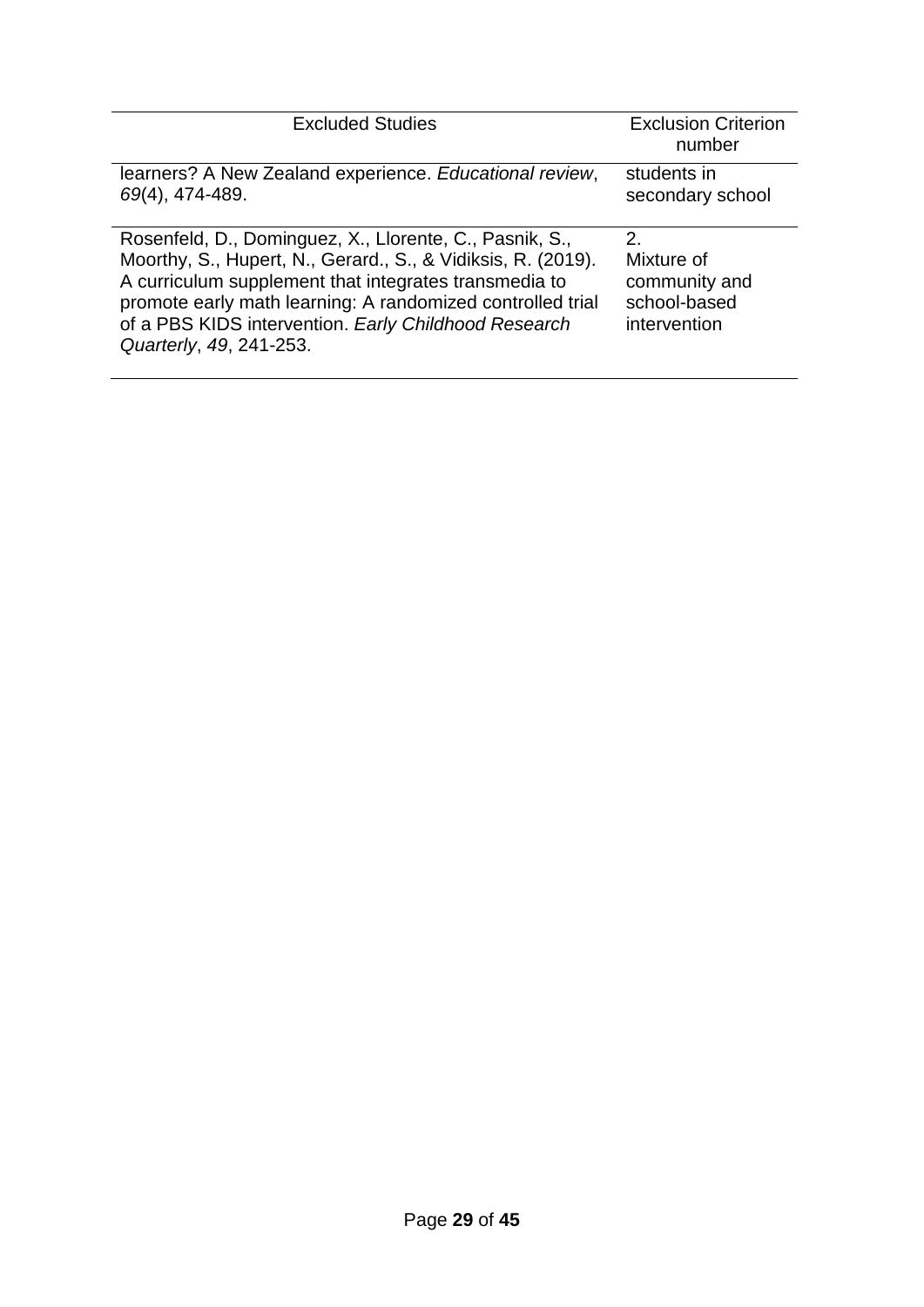| Excluded Studies | Exclusion Criterion number |
|---|---|
| learners? A New Zealand experience. *Educational review*, *69*(4), 474-489. | students in secondary school |
| Rosenfeld, D., Dominguez, X., Llorente, C., Pasnik, S., Moorthy, S., Hupert, N., Gerard., S., & Vidiksis, R. (2019). A curriculum supplement that integrates transmedia to promote early math learning: A randomized controlled trial of a PBS KIDS intervention. *Early Childhood Research Quarterly*, *49*, 241-253. | 2. Mixture of community and school-based intervention |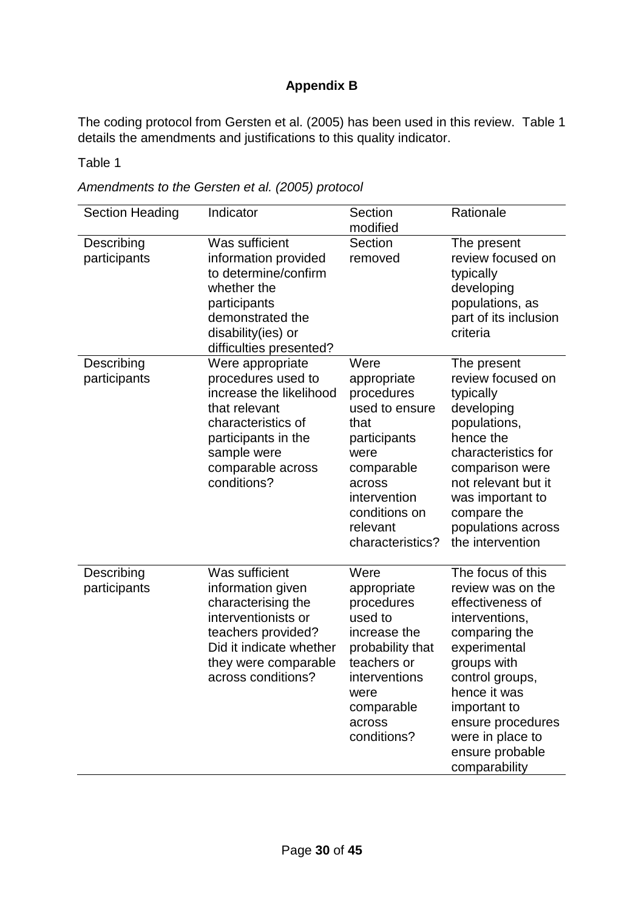## Appendix B

The coding protocol from Gersten et al. (2005) has been used in this review. Table 1 details the amendments and justifications to this quality indicator.

Table 1

*Amendments to the Gersten et al. (2005) protocol*

| Section Heading | Indicator | Section modified | Rationale |
|---|---|---|---|
| Describing participants | Was sufficient information provided to determine/confirm whether the participants demonstrated the disability(ies) or difficulties presented? | Section removed | The present review focused on typically developing populations, as part of its inclusion criteria |
| Describing participants | Were appropriate procedures used to increase the likelihood that relevant characteristics of participants in the sample were comparable across conditions? | Were appropriate procedures used to ensure that participants were comparable across intervention conditions on relevant characteristics? | The present review focused on typically developing populations, hence the characteristics for comparison were not relevant but it was important to compare the populations across the intervention |
| Describing participants | Was sufficient information given characterising the interventionists or teachers provided? Did it indicate whether they were comparable across conditions? | Were appropriate procedures used to increase the probability that teachers or interventions were comparable across conditions? | The focus of this review was on the effectiveness of interventions, comparing the experimental groups with control groups, hence it was important to ensure procedures were in place to ensure probable comparability |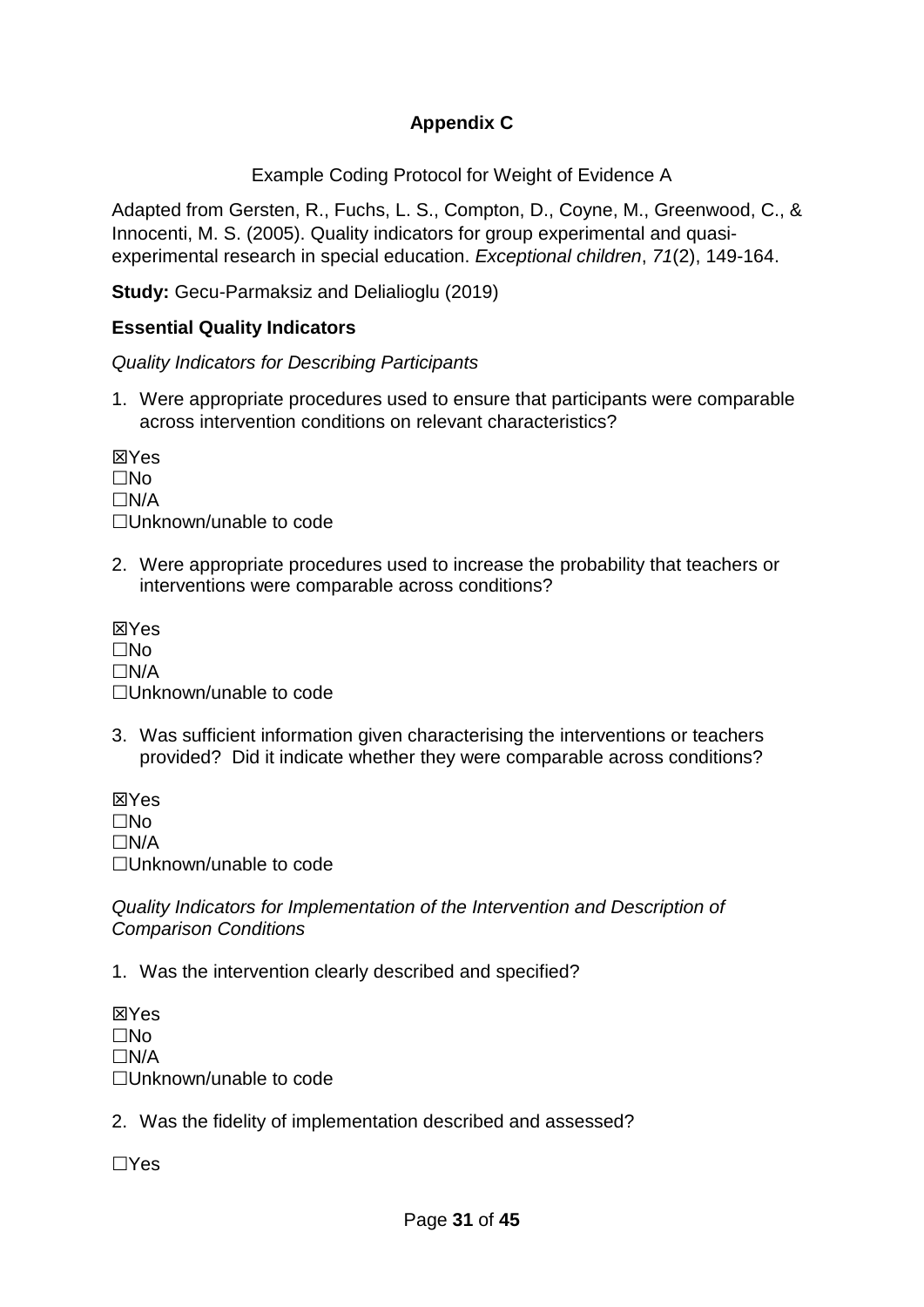**Appendix C**

Example Coding Protocol for Weight of Evidence A

Adapted from Gersten, R., Fuchs, L. S., Compton, D., Coyne, M., Greenwood, C., & Innocenti, M. S. (2005). Quality indicators for group experimental and quasi-experimental research in special education. *Exceptional children*, *71*(2), 149-164.

**Study:** Gecu-Parmaksiz and Delialioglu (2019)

**Essential Quality Indicators**

*Quality Indicators for Describing Participants*

1. Were appropriate procedures used to ensure that participants were comparable across intervention conditions on relevant characteristics?

☒Yes
☐No
☐N/A
☐Unknown/unable to code

2. Were appropriate procedures used to increase the probability that teachers or interventions were comparable across conditions?

☒Yes
☐No
☐N/A
☐Unknown/unable to code

3. Was sufficient information given characterising the interventions or teachers provided? Did it indicate whether they were comparable across conditions?

☒Yes
☐No
☐N/A
☐Unknown/unable to code

*Quality Indicators for Implementation of the Intervention and Description of Comparison Conditions*

1. Was the intervention clearly described and specified?

☒Yes
☐No
☐N/A
☐Unknown/unable to code

2. Was the fidelity of implementation described and assessed?

☐Yes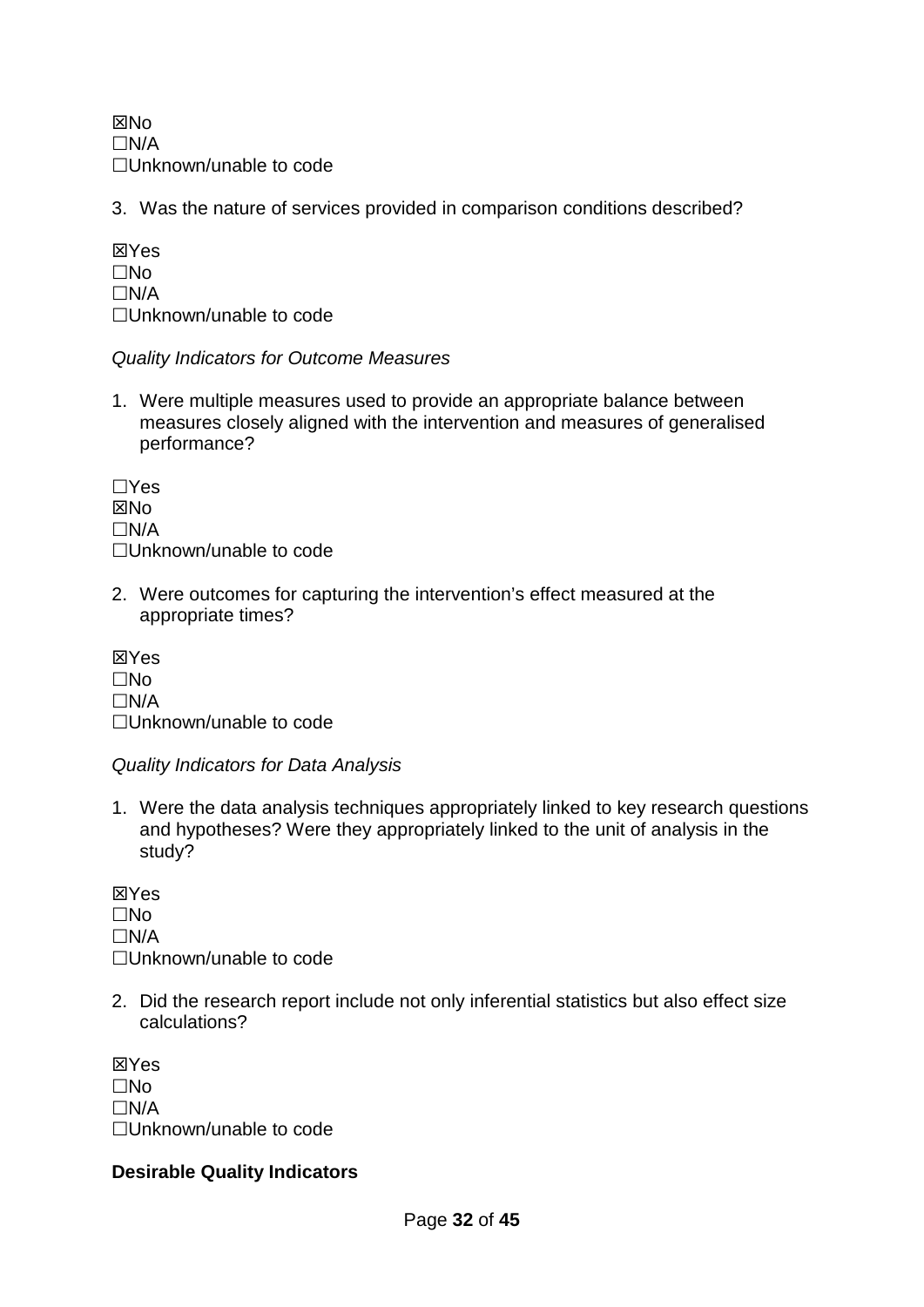☒No
☐N/A
☐Unknown/unable to code

3. Was the nature of services provided in comparison conditions described?

☒Yes
☐No
☐N/A
☐Unknown/unable to code

*Quality Indicators for Outcome Measures*

1. Were multiple measures used to provide an appropriate balance between measures closely aligned with the intervention and measures of generalised performance?

☐Yes
☒No
☐N/A
☐Unknown/unable to code

2. Were outcomes for capturing the intervention's effect measured at the appropriate times?

☒Yes
☐No
☐N/A
☐Unknown/unable to code

*Quality Indicators for Data Analysis*

1. Were the data analysis techniques appropriately linked to key research questions and hypotheses? Were they appropriately linked to the unit of analysis in the study?

☒Yes
☐No
☐N/A
☐Unknown/unable to code

2. Did the research report include not only inferential statistics but also effect size calculations?

☒Yes
☐No
☐N/A
☐Unknown/unable to code

**Desirable Quality Indicators**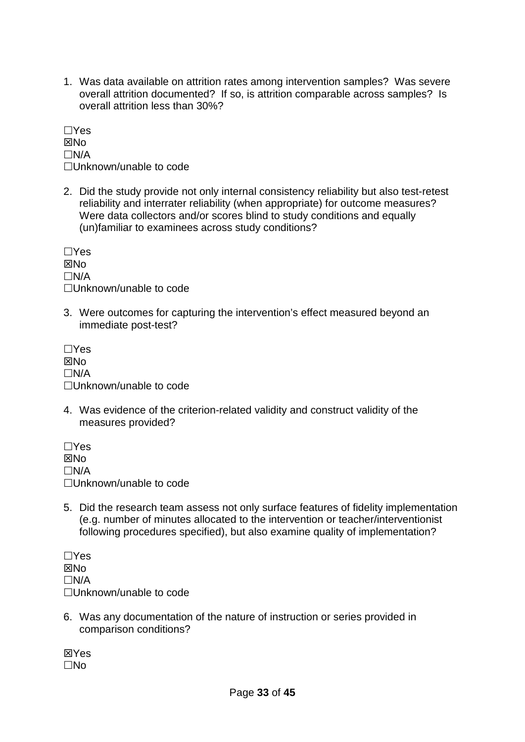1. Was data available on attrition rates among intervention samples? Was severe overall attrition documented? If so, is attrition comparable across samples? Is overall attrition less than 30%?

☐Yes
☒No
☐N/A
☐Unknown/unable to code

2. Did the study provide not only internal consistency reliability but also test-retest reliability and interrater reliability (when appropriate) for outcome measures? Were data collectors and/or scores blind to study conditions and equally (un)familiar to examinees across study conditions?

☐Yes
☒No
☐N/A
☐Unknown/unable to code

3. Were outcomes for capturing the intervention's effect measured beyond an immediate post-test?

☐Yes
☒No
☐N/A
☐Unknown/unable to code

4. Was evidence of the criterion-related validity and construct validity of the measures provided?

☐Yes
☒No
☐N/A
☐Unknown/unable to code

5. Did the research team assess not only surface features of fidelity implementation (e.g. number of minutes allocated to the intervention or teacher/interventionist following procedures specified), but also examine quality of implementation?

☐Yes
☒No
☐N/A
☐Unknown/unable to code

6. Was any documentation of the nature of instruction or series provided in comparison conditions?

☒Yes
☐No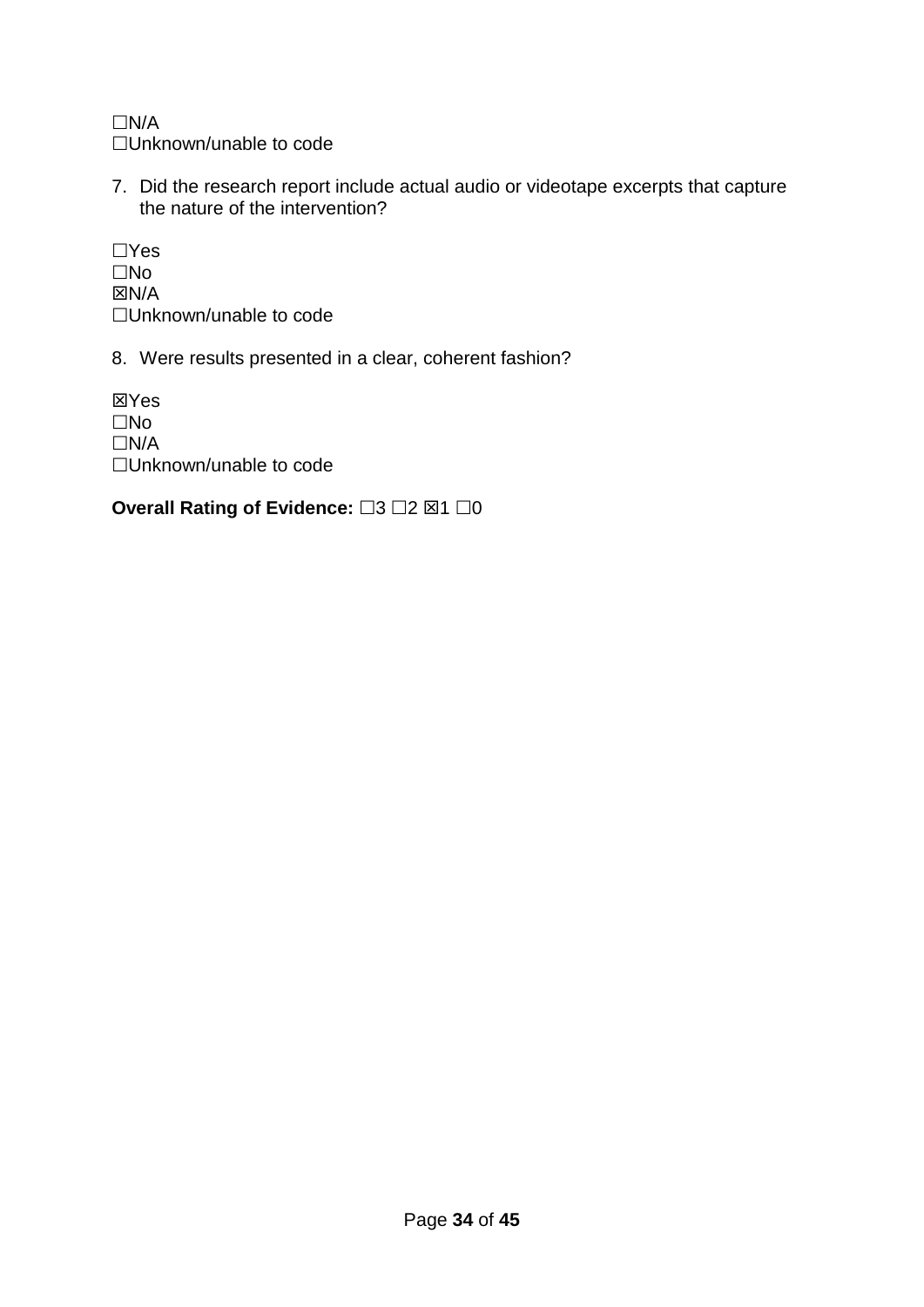☐N/A
☐Unknown/unable to code

7. Did the research report include actual audio or videotape excerpts that capture the nature of the intervention?

☐Yes
☐No
☒N/A
☐Unknown/unable to code

8. Were results presented in a clear, coherent fashion?

☒Yes
☐No
☐N/A
☐Unknown/unable to code

**Overall Rating of Evidence:** ☐3 ☐2 ☒1 ☐0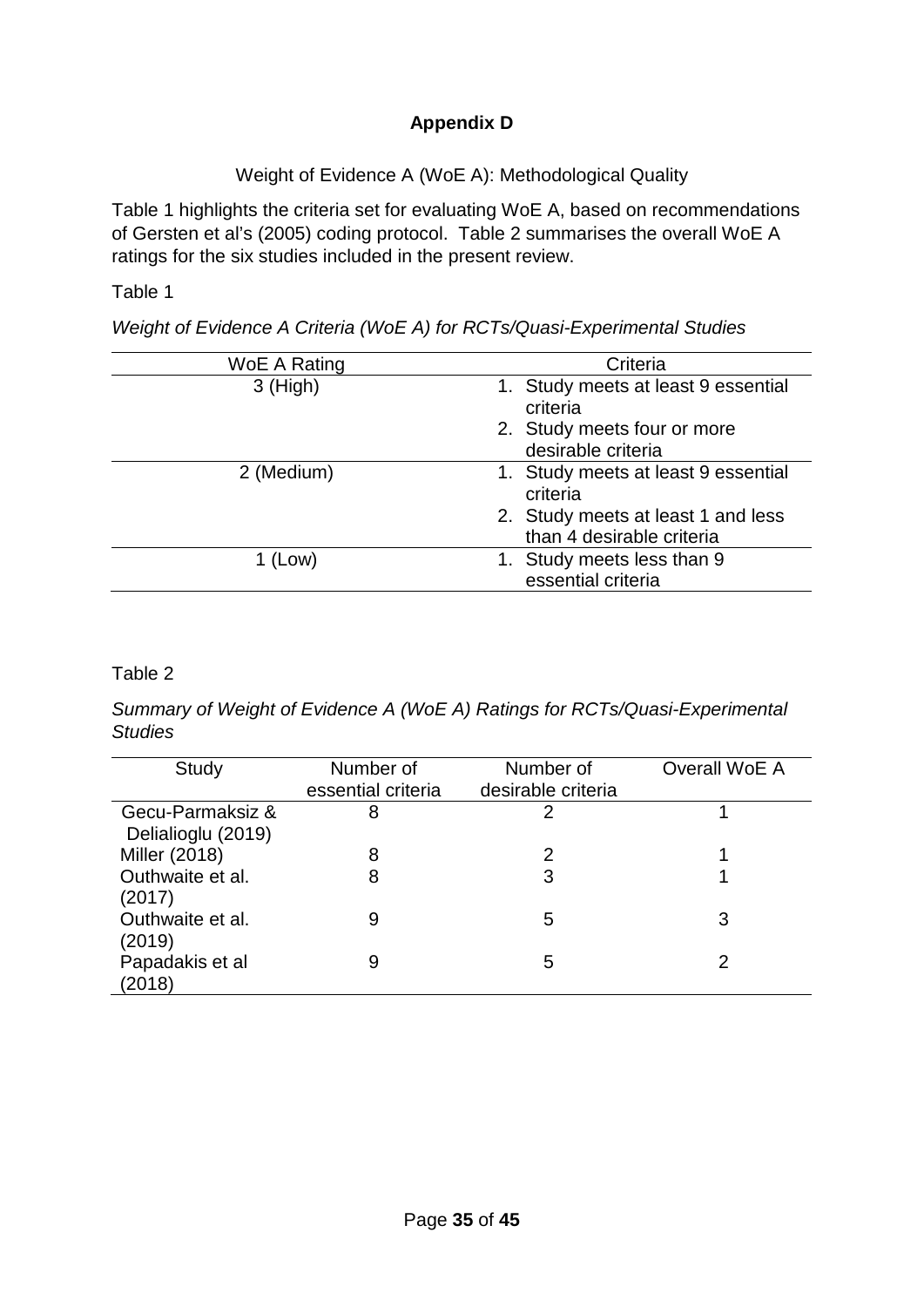**Appendix D**

Weight of Evidence A (WoE A): Methodological Quality

Table 1 highlights the criteria set for evaluating WoE A, based on recommendations of Gersten et al's (2005) coding protocol. Table 2 summarises the overall WoE A ratings for the six studies included in the present review.

Table 1

*Weight of Evidence A Criteria (WoE A) for RCTs/Quasi-Experimental Studies*

| WoE A Rating | Criteria |
|---|---|
| 3 (High) | 1. Study meets at least 9 essential criteria<br>2. Study meets four or more desirable criteria |
| 2 (Medium) | 1. Study meets at least 9 essential criteria<br>2. Study meets at least 1 and less than 4 desirable criteria |
| 1 (Low) | 1. Study meets less than 9 essential criteria |

Table 2

*Summary of Weight of Evidence A (WoE A) Ratings for RCTs/Quasi-Experimental Studies*

| Study | Number of essential criteria | Number of desirable criteria | Overall WoE A |
|---|---|---|---|
| Gecu-Parmaksiz & Delialioglu (2019) | 8 | 2 | 1 |
| Miller (2018) | 8 | 2 | 1 |
| Outhwaite et al. (2017) | 8 | 3 | 1 |
| Outhwaite et al. (2019) | 9 | 5 | 3 |
| Papadakis et al (2018) | 9 | 5 | 2 |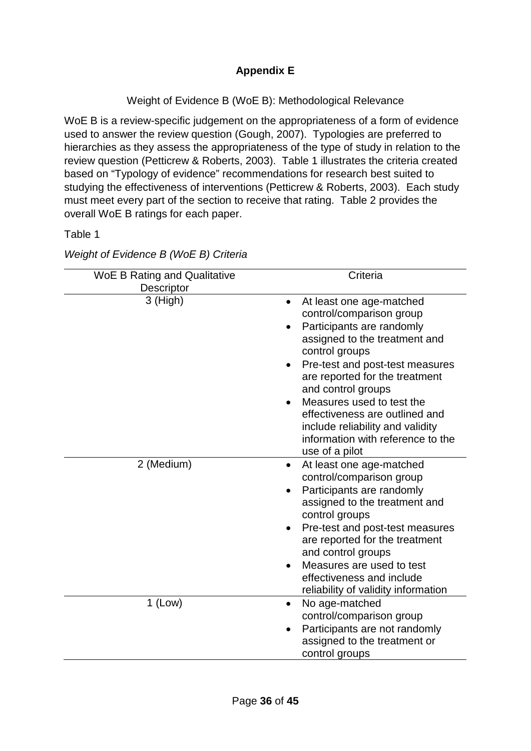## Appendix E

Weight of Evidence B (WoE B): Methodological Relevance

WoE B is a review-specific judgement on the appropriateness of a form of evidence used to answer the review question (Gough, 2007). Typologies are preferred to hierarchies as they assess the appropriateness of the type of study in relation to the review question (Petticrew & Roberts, 2003). Table 1 illustrates the criteria created based on "Typology of evidence" recommendations for research best suited to studying the effectiveness of interventions (Petticrew & Roberts, 2003). Each study must meet every part of the section to receive that rating. Table 2 provides the overall WoE B ratings for each paper.

Table 1

*Weight of Evidence B (WoE B) Criteria*

| WoE B Rating and Qualitative Descriptor | Criteria |
|---|---|
| 3 (High) | • At least one age-matched control/comparison group<br>• Participants are randomly assigned to the treatment and control groups<br>• Pre-test and post-test measures are reported for the treatment and control groups<br>• Measures used to test the effectiveness are outlined and include reliability and validity information with reference to the use of a pilot |
| 2 (Medium) | • At least one age-matched control/comparison group<br>• Participants are randomly assigned to the treatment and control groups<br>• Pre-test and post-test measures are reported for the treatment and control groups<br>• Measures are used to test effectiveness and include reliability of validity information |
| 1 (Low) | • No age-matched control/comparison group<br>• Participants are not randomly assigned to the treatment or control groups |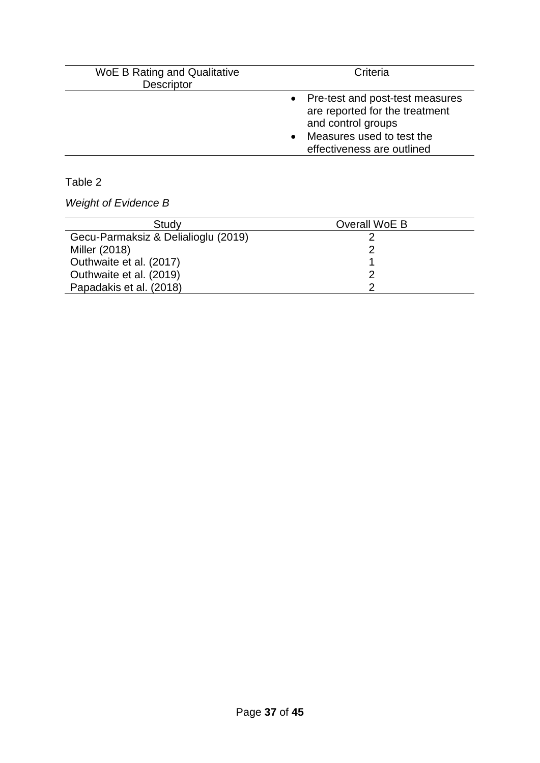| WoE B Rating and Qualitative Descriptor | Criteria |
|---|---|
| | • Pre-test and post-test measures are reported for the treatment and control groups<br>• Measures used to test the effectiveness are outlined |

Table 2

*Weight of Evidence B*

| Study | Overall WoE B |
|---|---|
| Gecu-Parmaksiz & Delialioglu (2019) | 2 |
| Miller (2018) | 2 |
| Outhwaite et al. (2017) | 1 |
| Outhwaite et al. (2019) | 2 |
| Papadakis et al. (2018) | 2 |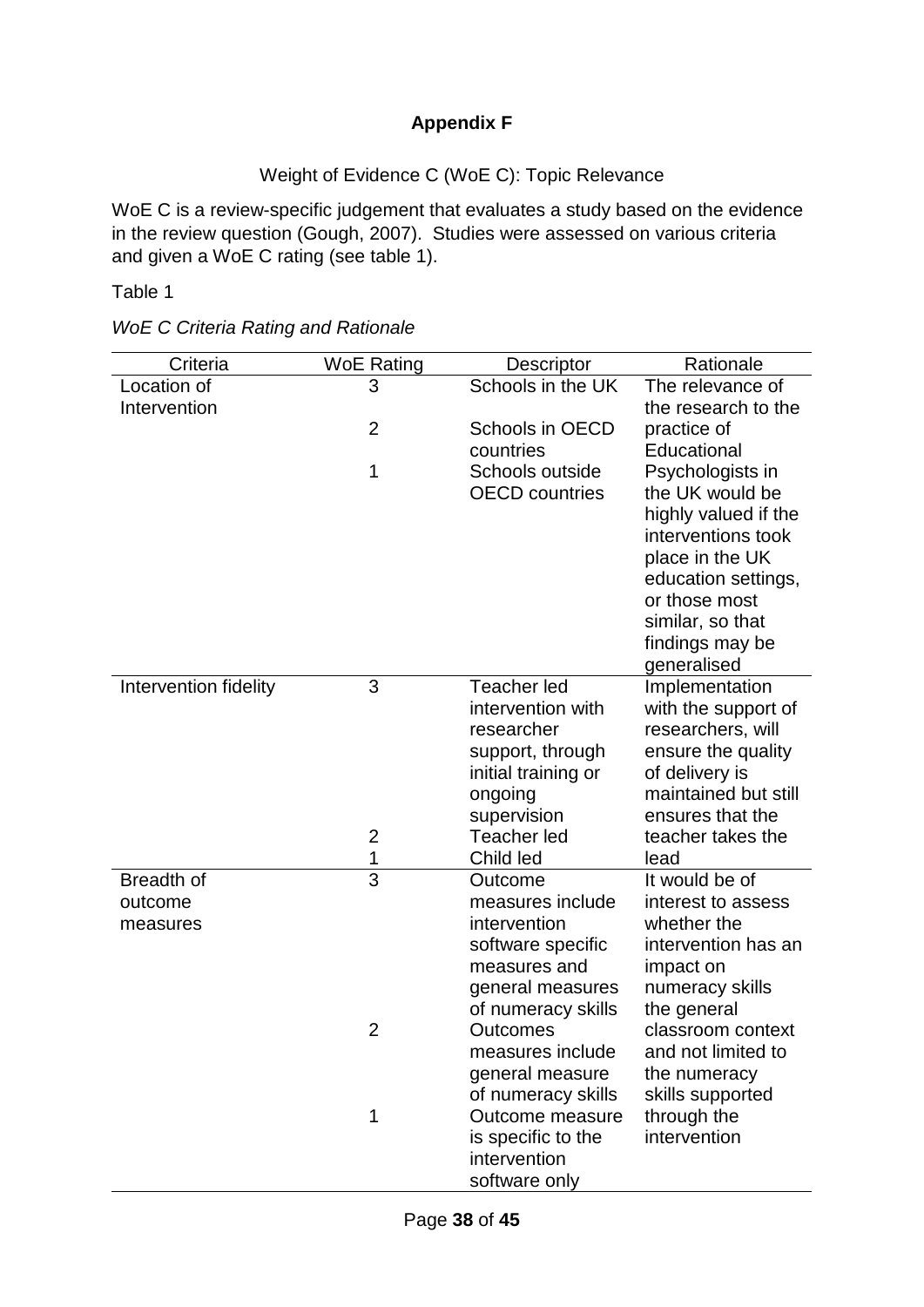# Appendix F

Weight of Evidence C (WoE C): Topic Relevance

WoE C is a review-specific judgement that evaluates a study based on the evidence in the review question (Gough, 2007). Studies were assessed on various criteria and given a WoE C rating (see table 1).

Table 1

*WoE C Criteria Rating and Rationale*

| Criteria | WoE Rating | Descriptor | Rationale |
|---|---|---|---|
| Location of Intervention | 3 | Schools in the UK | The relevance of the research to the practice of Educational Psychologists in the UK would be highly valued if the interventions took place in the UK education settings, or those most similar, so that findings may be generalised |
| | 2 | Schools in OECD countries | |
| | 1 | Schools outside OECD countries | |
| Intervention fidelity | 3 | Teacher led intervention with researcher support, through initial training or ongoing supervision | Implementation with the support of researchers, will ensure the quality of delivery is maintained but still ensures that the teacher takes the lead |
| | 2 | Teacher led | |
| | 1 | Child led | |
| Breadth of outcome measures | 3 | Outcome measures include intervention software specific measures and general measures of numeracy skills | It would be of interest to assess whether the intervention has an impact on numeracy skills the general classroom context and not limited to the numeracy skills supported through the intervention |
| | 2 | Outcomes measures include general measure of numeracy skills | |
| | 1 | Outcome measure is specific to the intervention software only | |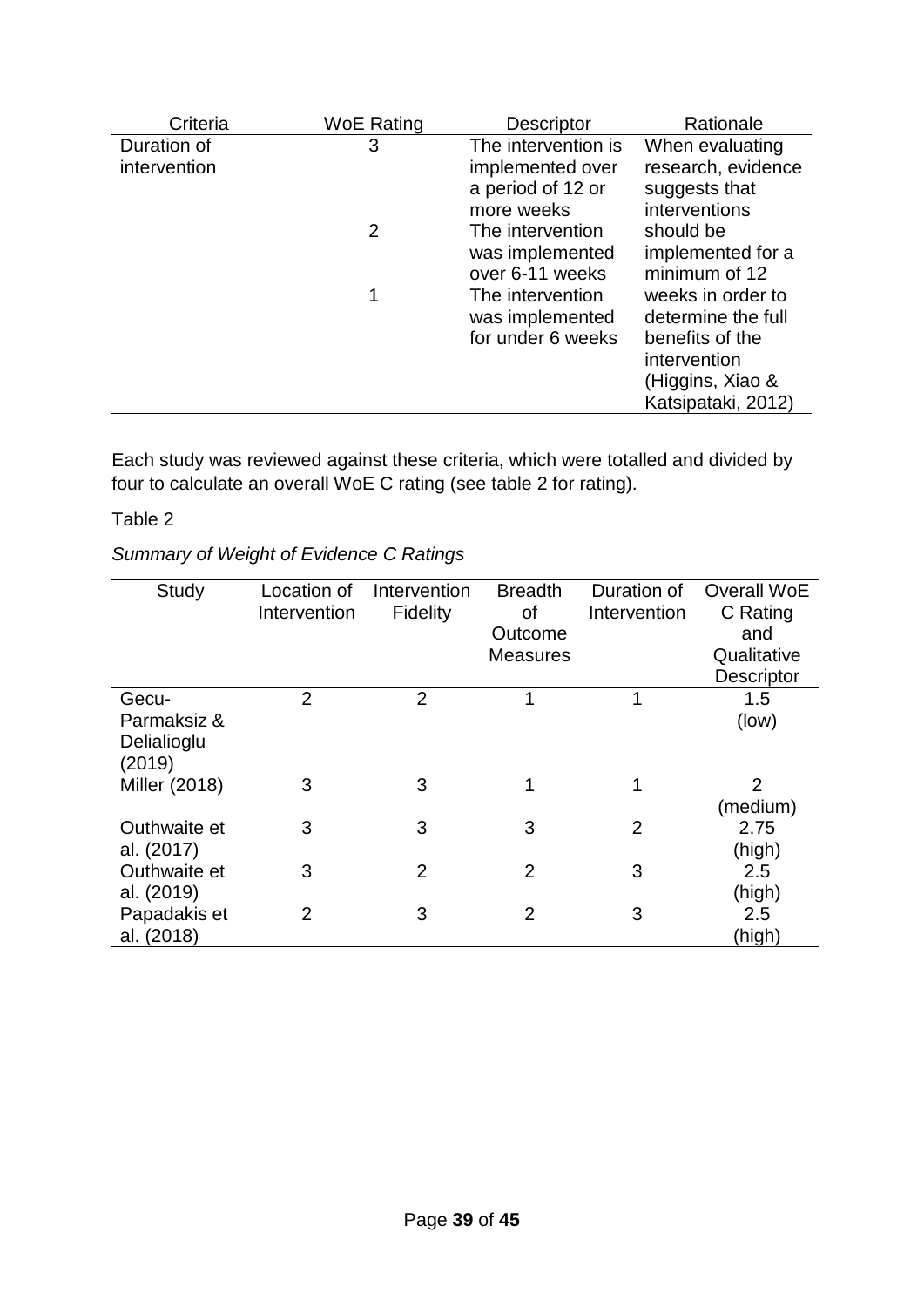| Criteria | WoE Rating | Descriptor | Rationale |
|---|---|---|---|
| Duration of intervention | 3 | The intervention is implemented over a period of 12 or more weeks | When evaluating research, evidence suggests that interventions should be implemented for a minimum of 12 weeks in order to determine the full benefits of the intervention (Higgins, Xiao & Katsipataki, 2012) |
| | 2 | The intervention was implemented over 6-11 weeks | |
| | 1 | The intervention was implemented for under 6 weeks | |

Each study was reviewed against these criteria, which were totalled and divided by four to calculate an overall WoE C rating (see table 2 for rating).

Table 2

*Summary of Weight of Evidence C Ratings*

| Study | Location of Intervention | Intervention Fidelity | Breadth of Outcome Measures | Duration of Intervention | Overall WoE C Rating and Qualitative Descriptor |
|---|---|---|---|---|---|
| Gecu-Parmaksiz & Delialioglu (2019) | 2 | 2 | 1 | 1 | 1.5 (low) |
| Miller (2018) | 3 | 3 | 1 | 1 | 2 (medium) |
| Outhwaite et al. (2017) | 3 | 3 | 3 | 2 | 2.75 (high) |
| Outhwaite et al. (2019) | 3 | 2 | 2 | 3 | 2.5 (high) |
| Papadakis et al. (2018) | 2 | 3 | 2 | 3 | 2.5 (high) |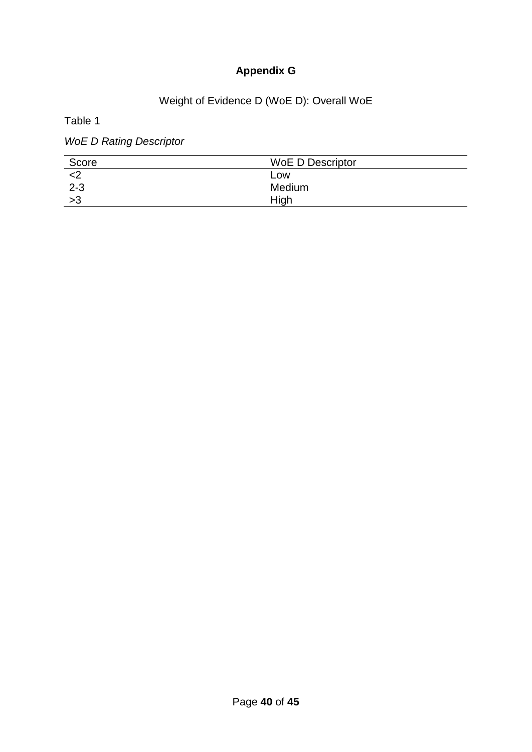# Appendix G

Weight of Evidence D (WoE D): Overall WoE

Table 1

*WoE D Rating Descriptor*

| Score | WoE D Descriptor |
|---|---|
| <2 | Low |
| 2-3 | Medium |
| >3 | High |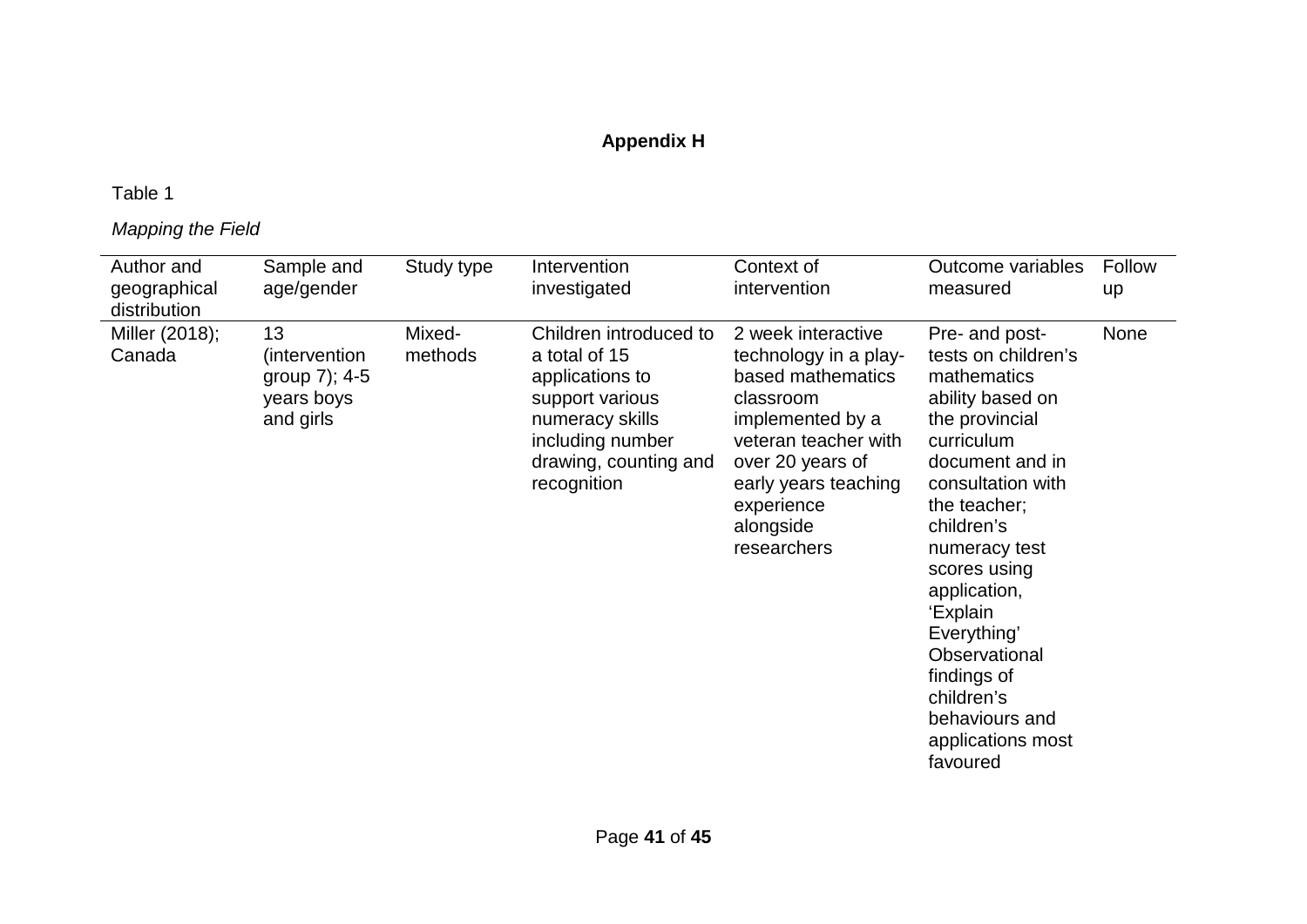**Appendix H**

Table 1

*Mapping the Field*

| Author and geographical distribution | Sample and age/gender | Study type | Intervention investigated | Context of intervention | Outcome variables measured | Follow up |
|---|---|---|---|---|---|---|
| Miller (2018); Canada | 13 (intervention group 7); 4-5 years boys and girls | Mixed-methods | Children introduced to a total of 15 applications to support various numeracy skills including number drawing, counting and recognition | 2 week interactive technology in a play-based mathematics classroom implemented by a veteran teacher with over 20 years of early years teaching experience alongside researchers | Pre- and post-tests on children's mathematics ability based on the provincial curriculum document and in consultation with the teacher; children's numeracy test scores using application, 'Explain Everything' Observational findings of children's behaviours and applications most favoured | None |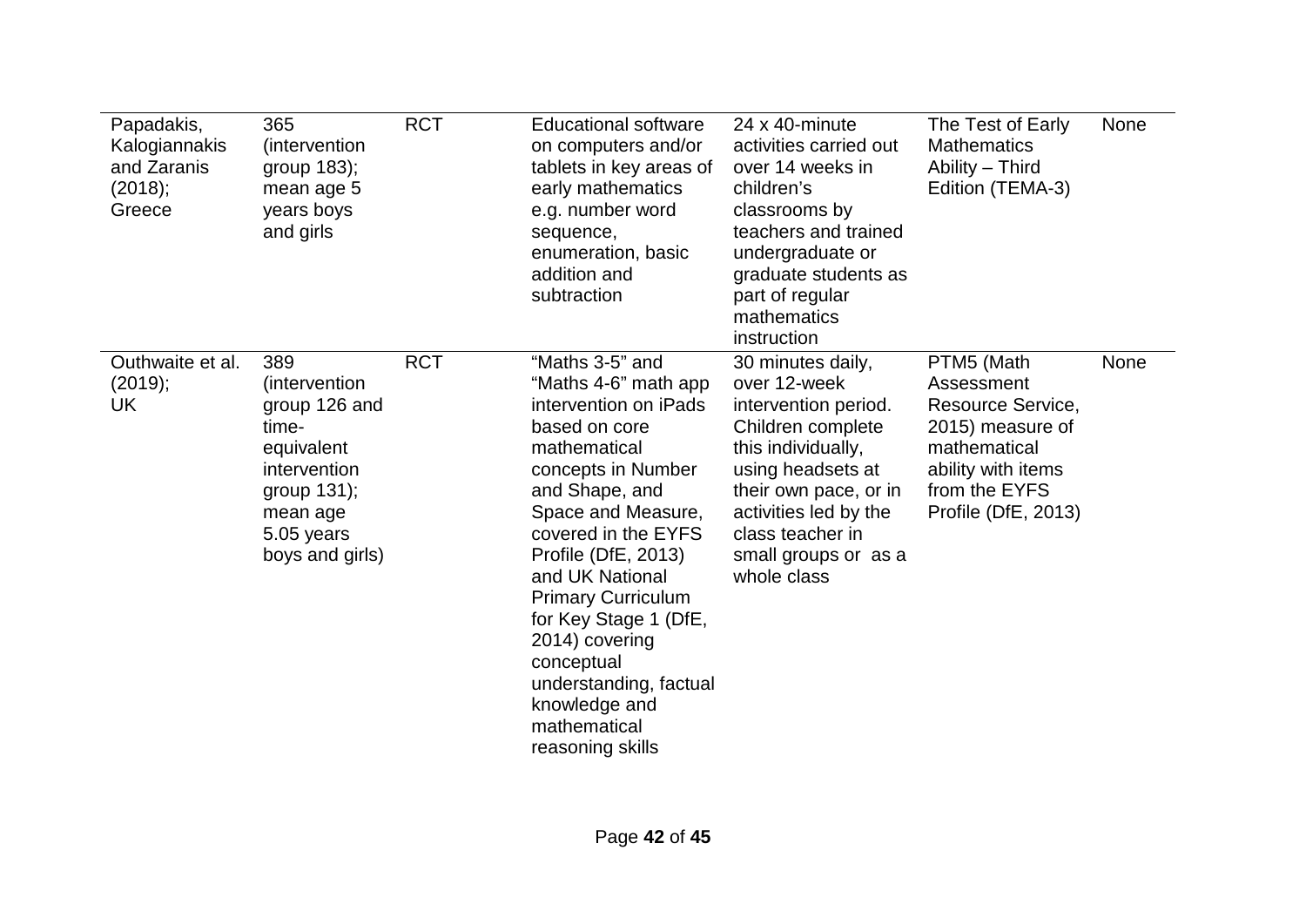| | | | | | | |
|---|---|---|---|---|---|---|
| Papadakis, Kalogiannakis and Zaranis (2018); Greece | 365 (intervention group 183); mean age 5 years boys and girls | RCT | Educational software on computers and/or tablets in key areas of early mathematics e.g. number word sequence, enumeration, basic addition and subtraction | 24 x 40-minute activities carried out over 14 weeks in children's classrooms by teachers and trained undergraduate or graduate students as part of regular mathematics instruction | The Test of Early Mathematics Ability – Third Edition (TEMA-3) | None |
| Outhwaite et al. (2019); UK | 389 (intervention group 126 and time-equivalent intervention group 131); mean age 5.05 years boys and girls) | RCT | "Maths 3-5" and "Maths 4-6" math app intervention on iPads based on core mathematical concepts in Number and Shape, and Space and Measure, covered in the EYFS Profile (DfE, 2013) and UK National Primary Curriculum for Key Stage 1 (DfE, 2014) covering conceptual understanding, factual knowledge and mathematical reasoning skills | 30 minutes daily, over 12-week intervention period. Children complete this individually, using headsets at their own pace, or in activities led by the class teacher in small groups or as a whole class | PTM5 (Math Assessment Resource Service, 2015) measure of mathematical ability with items from the EYFS Profile (DfE, 2013) | None |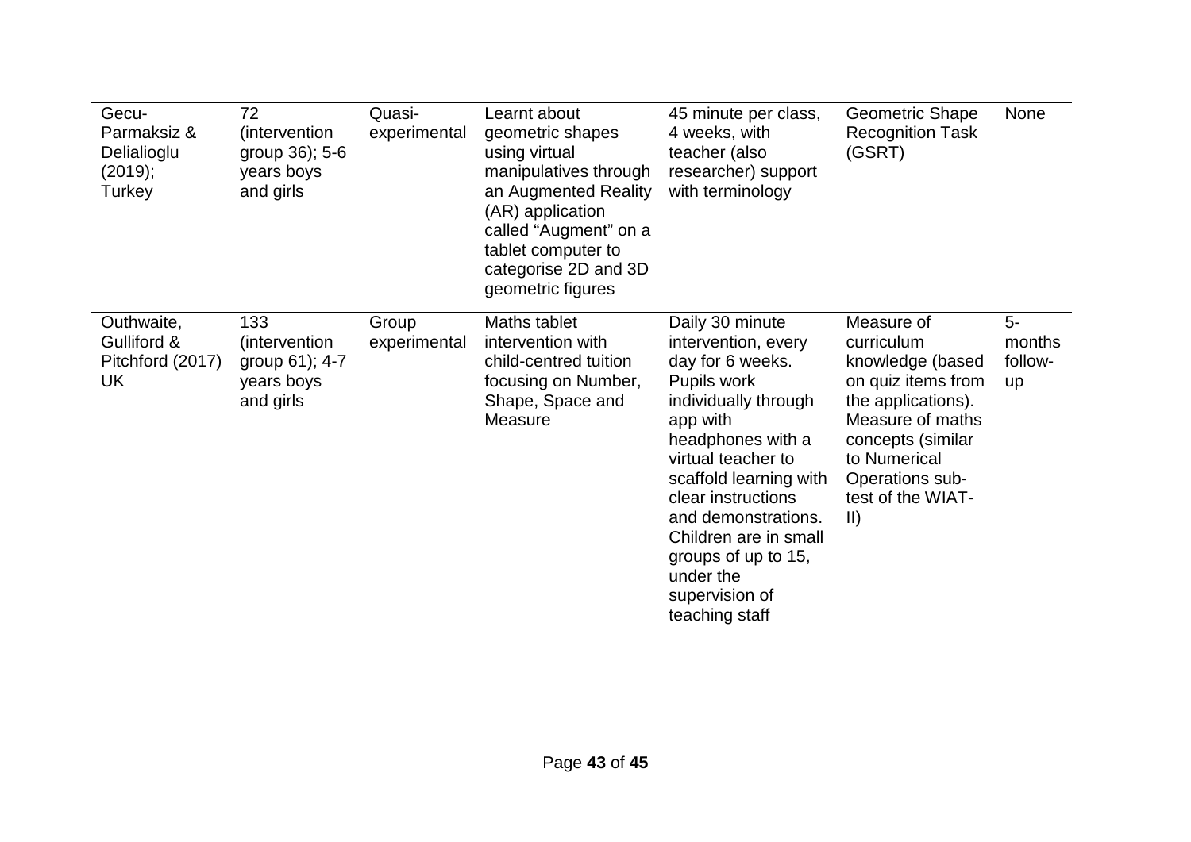| | | | | | | |
|---|---|---|---|---|---|---|
| Gecu-Parmaksiz & Delialioglu (2019); Turkey | 72 (intervention group 36); 5-6 years boys and girls | Quasi-experimental | Learnt about geometric shapes using virtual manipulatives through an Augmented Reality (AR) application called "Augment" on a tablet computer to categorise 2D and 3D geometric figures | 45 minute per class, 4 weeks, with teacher (also researcher) support with terminology | Geometric Shape Recognition Task (GSRT) | None |
| Outhwaite, Gulliford & Pitchford (2017) UK | 133 (intervention group 61); 4-7 years boys and girls | Group experimental | Maths tablet intervention with child-centred tuition focusing on Number, Shape, Space and Measure | Daily 30 minute intervention, every day for 6 weeks. Pupils work individually through app with headphones with a virtual teacher to scaffold learning with clear instructions and demonstrations. Children are in small groups of up to 15, under the supervision of teaching staff | Measure of curriculum knowledge (based on quiz items from the applications). Measure of maths concepts (similar to Numerical Operations sub-test of the WIAT-II) | 5-months follow-up |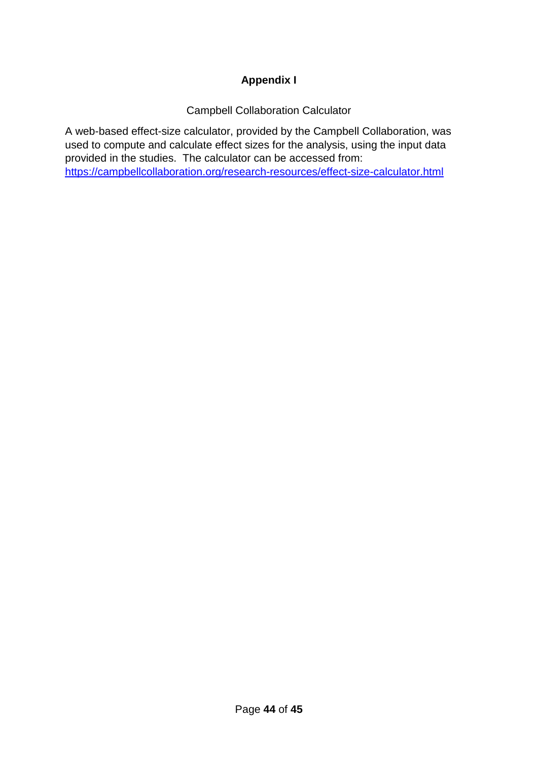# Appendix I

Campbell Collaboration Calculator

A web-based effect-size calculator, provided by the Campbell Collaboration, was used to compute and calculate effect sizes for the analysis, using the input data provided in the studies. The calculator can be accessed from: [https://campbellcollaboration.org/research-resources/effect-size-calculator.html](https://campbellcollaboration.org/research-resources/effect-size-calculator.html)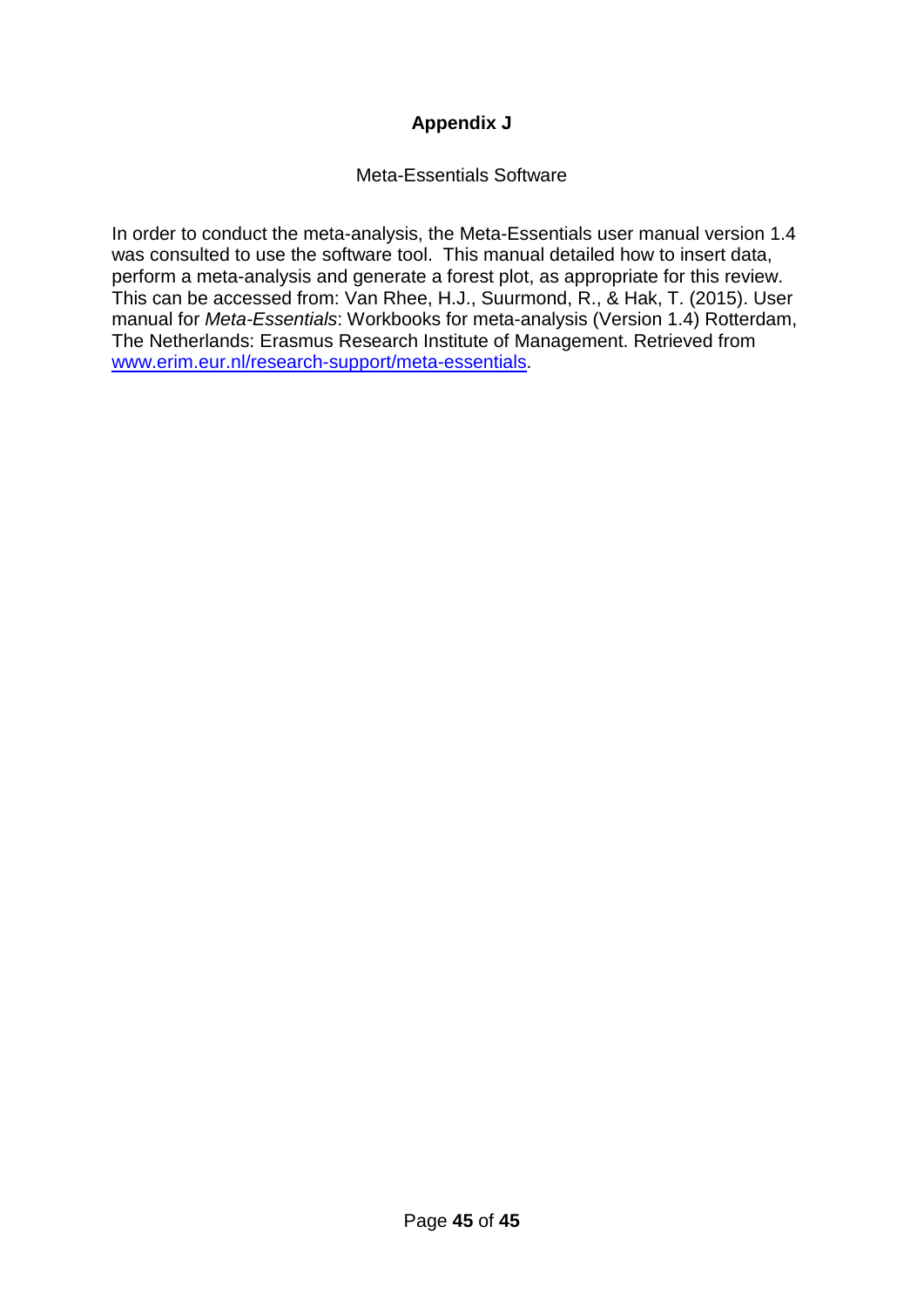## Appendix J

Meta-Essentials Software

In order to conduct the meta-analysis, the Meta-Essentials user manual version 1.4 was consulted to use the software tool. This manual detailed how to insert data, perform a meta-analysis and generate a forest plot, as appropriate for this review. This can be accessed from: Van Rhee, H.J., Suurmond, R., & Hak, T. (2015). User manual for *Meta-Essentials*: Workbooks for meta-analysis (Version 1.4) Rotterdam, The Netherlands: Erasmus Research Institute of Management. Retrieved from www.erim.eur.nl/research-support/meta-essentials.